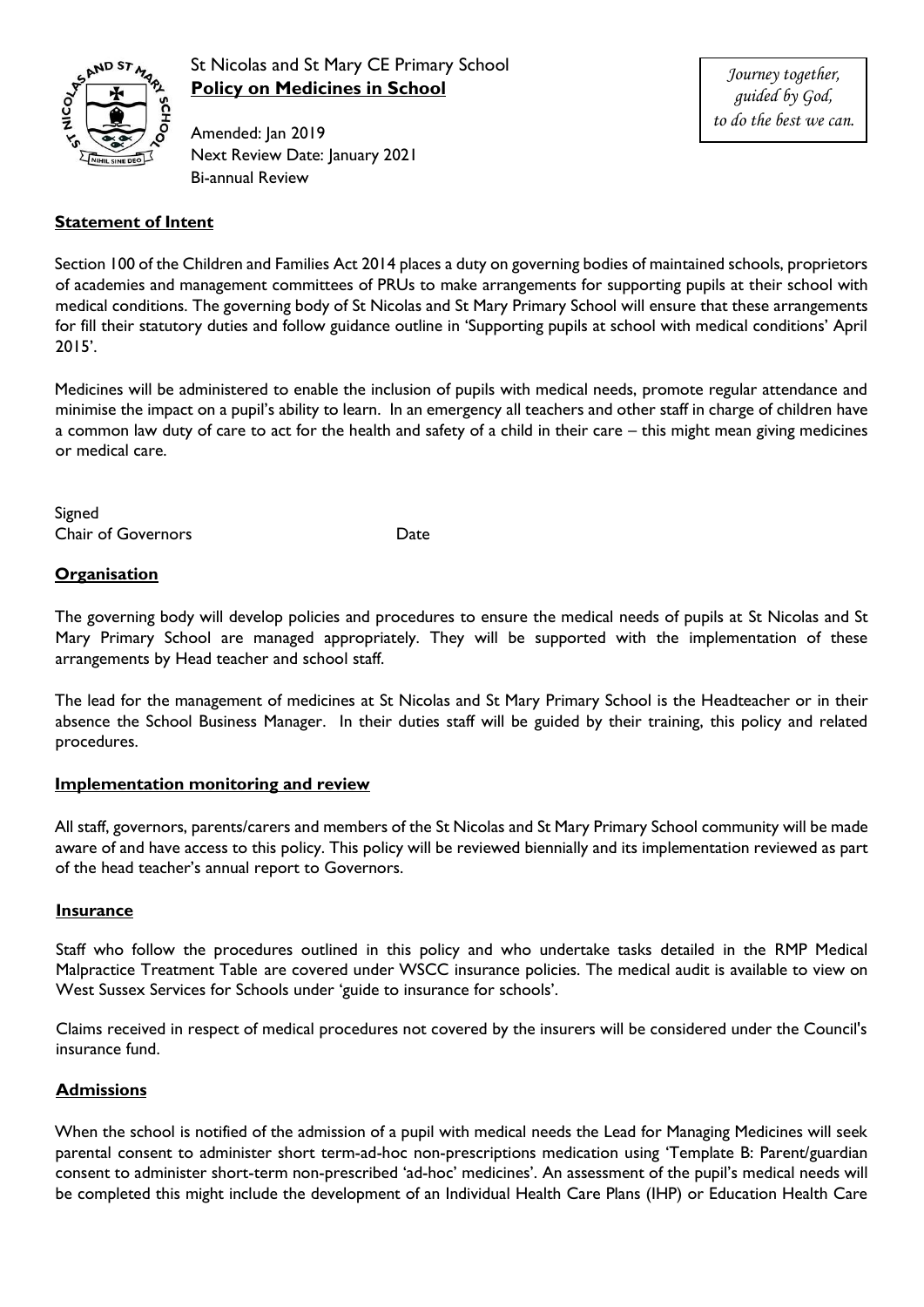St Nicolas and St Mary CE Primary School

**Policy on Medicines in School**

Amended: Jan 2019
Next Review Date: January 2021
Bi-annual Review

*Journey together, guided by God, to do the best we can.*

## Statement of Intent

Section 100 of the Children and Families Act 2014 places a duty on governing bodies of maintained schools, proprietors of academies and management committees of PRUs to make arrangements for supporting pupils at their school with medical conditions. The governing body of St Nicolas and St Mary Primary School will ensure that these arrangements for fill their statutory duties and follow guidance outline in 'Supporting pupils at school with medical conditions' April 2015'.

Medicines will be administered to enable the inclusion of pupils with medical needs, promote regular attendance and minimise the impact on a pupil's ability to learn. In an emergency all teachers and other staff in charge of children have a common law duty of care to act for the health and safety of a child in their care – this might mean giving medicines or medical care.

Signed
Chair of Governors Date

## Organisation

The governing body will develop policies and procedures to ensure the medical needs of pupils at St Nicolas and St Mary Primary School are managed appropriately. They will be supported with the implementation of these arrangements by Head teacher and school staff.

The lead for the management of medicines at St Nicolas and St Mary Primary School is the Headteacher or in their absence the School Business Manager. In their duties staff will be guided by their training, this policy and related procedures.

## Implementation monitoring and review

All staff, governors, parents/carers and members of the St Nicolas and St Mary Primary School community will be made aware of and have access to this policy. This policy will be reviewed biennially and its implementation reviewed as part of the head teacher's annual report to Governors.

## Insurance

Staff who follow the procedures outlined in this policy and who undertake tasks detailed in the RMP Medical Malpractice Treatment Table are covered under WSCC insurance policies. The medical audit is available to view on West Sussex Services for Schools under 'guide to insurance for schools'.

Claims received in respect of medical procedures not covered by the insurers will be considered under the Council's insurance fund.

## Admissions

When the school is notified of the admission of a pupil with medical needs the Lead for Managing Medicines will seek parental consent to administer short term-ad-hoc non-prescriptions medication using 'Template B: Parent/guardian consent to administer short-term non-prescribed 'ad-hoc' medicines'. An assessment of the pupil's medical needs will be completed this might include the development of an Individual Health Care Plans (IHP) or Education Health Care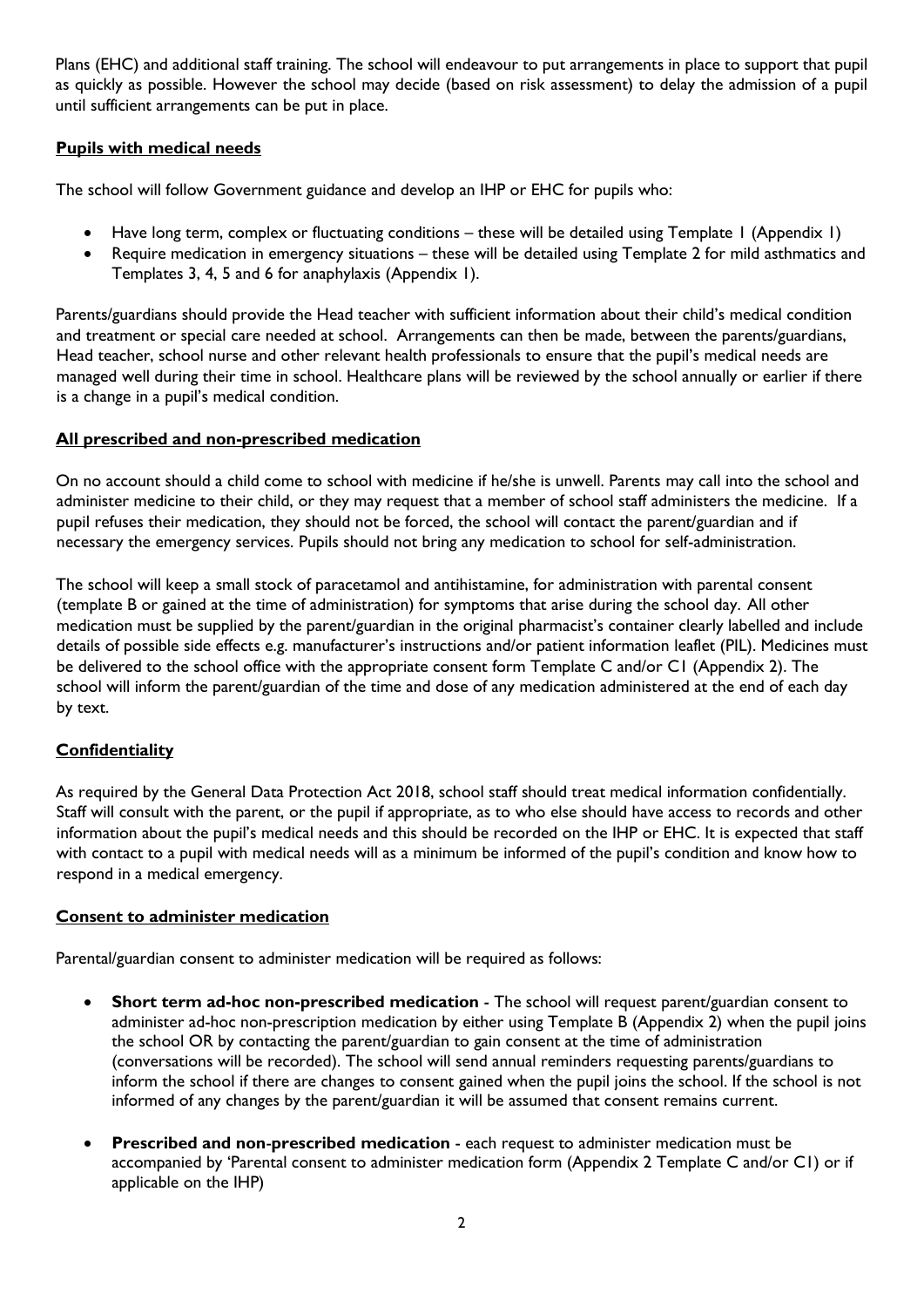Plans (EHC) and additional staff training. The school will endeavour to put arrangements in place to support that pupil as quickly as possible. However the school may decide (based on risk assessment) to delay the admission of a pupil until sufficient arrangements can be put in place.

**Pupils with medical needs**

The school will follow Government guidance and develop an IHP or EHC for pupils who:

- Have long term, complex or fluctuating conditions – these will be detailed using Template 1 (Appendix 1)
- Require medication in emergency situations – these will be detailed using Template 2 for mild asthmatics and Templates 3, 4, 5 and 6 for anaphylaxis (Appendix 1).

Parents/guardians should provide the Head teacher with sufficient information about their child's medical condition and treatment or special care needed at school. Arrangements can then be made, between the parents/guardians, Head teacher, school nurse and other relevant health professionals to ensure that the pupil's medical needs are managed well during their time in school. Healthcare plans will be reviewed by the school annually or earlier if there is a change in a pupil's medical condition.

**All prescribed and non-prescribed medication**

On no account should a child come to school with medicine if he/she is unwell. Parents may call into the school and administer medicine to their child, or they may request that a member of school staff administers the medicine. If a pupil refuses their medication, they should not be forced, the school will contact the parent/guardian and if necessary the emergency services. Pupils should not bring any medication to school for self-administration.

The school will keep a small stock of paracetamol and antihistamine, for administration with parental consent (template B or gained at the time of administration) for symptoms that arise during the school day. All other medication must be supplied by the parent/guardian in the original pharmacist's container clearly labelled and include details of possible side effects e.g. manufacturer's instructions and/or patient information leaflet (PIL). Medicines must be delivered to the school office with the appropriate consent form Template C and/or C1 (Appendix 2). The school will inform the parent/guardian of the time and dose of any medication administered at the end of each day by text.

**Confidentiality**

As required by the General Data Protection Act 2018, school staff should treat medical information confidentially. Staff will consult with the parent, or the pupil if appropriate, as to who else should have access to records and other information about the pupil's medical needs and this should be recorded on the IHP or EHC. It is expected that staff with contact to a pupil with medical needs will as a minimum be informed of the pupil's condition and know how to respond in a medical emergency.

**Consent to administer medication**

Parental/guardian consent to administer medication will be required as follows:

- **Short term ad-hoc non-prescribed medication** - The school will request parent/guardian consent to administer ad-hoc non-prescription medication by either using Template B (Appendix 2) when the pupil joins the school OR by contacting the parent/guardian to gain consent at the time of administration (conversations will be recorded). The school will send annual reminders requesting parents/guardians to inform the school if there are changes to consent gained when the pupil joins the school. If the school is not informed of any changes by the parent/guardian it will be assumed that consent remains current.
- **Prescribed and non-prescribed medication** - each request to administer medication must be accompanied by 'Parental consent to administer medication form (Appendix 2 Template C and/or C1) or if applicable on the IHP)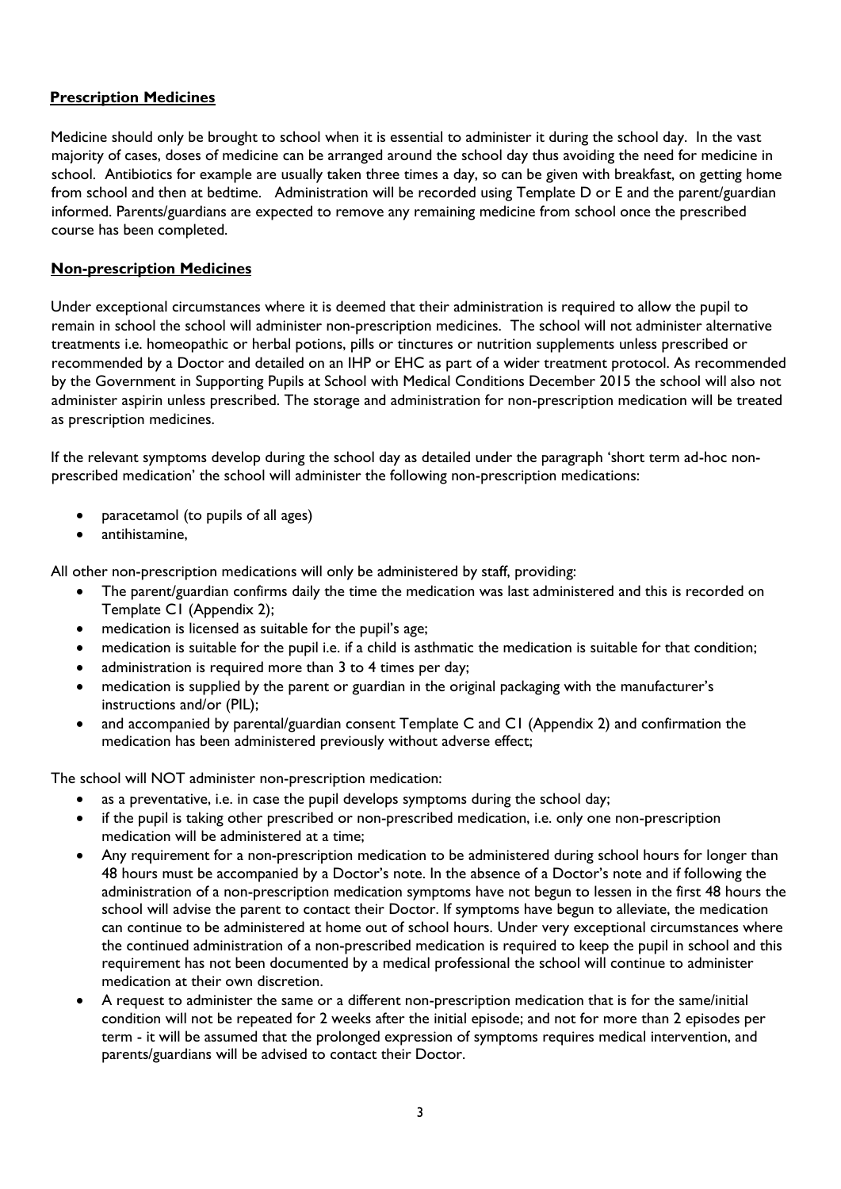**Prescription Medicines**

Medicine should only be brought to school when it is essential to administer it during the school day. In the vast majority of cases, doses of medicine can be arranged around the school day thus avoiding the need for medicine in school. Antibiotics for example are usually taken three times a day, so can be given with breakfast, on getting home from school and then at bedtime. Administration will be recorded using Template D or E and the parent/guardian informed. Parents/guardians are expected to remove any remaining medicine from school once the prescribed course has been completed.

**Non-prescription Medicines**

Under exceptional circumstances where it is deemed that their administration is required to allow the pupil to remain in school the school will administer non-prescription medicines. The school will not administer alternative treatments i.e. homeopathic or herbal potions, pills or tinctures or nutrition supplements unless prescribed or recommended by a Doctor and detailed on an IHP or EHC as part of a wider treatment protocol. As recommended by the Government in Supporting Pupils at School with Medical Conditions December 2015 the school will also not administer aspirin unless prescribed. The storage and administration for non-prescription medication will be treated as prescription medicines.

If the relevant symptoms develop during the school day as detailed under the paragraph 'short term ad-hoc non-prescribed medication' the school will administer the following non-prescription medications:

- paracetamol (to pupils of all ages)
- antihistamine,

All other non-prescription medications will only be administered by staff, providing:

- The parent/guardian confirms daily the time the medication was last administered and this is recorded on Template C1 (Appendix 2);
- medication is licensed as suitable for the pupil's age;
- medication is suitable for the pupil i.e. if a child is asthmatic the medication is suitable for that condition;
- administration is required more than 3 to 4 times per day;
- medication is supplied by the parent or guardian in the original packaging with the manufacturer's instructions and/or (PIL);
- and accompanied by parental/guardian consent Template C and C1 (Appendix 2) and confirmation the medication has been administered previously without adverse effect;

The school will NOT administer non-prescription medication:

- as a preventative, i.e. in case the pupil develops symptoms during the school day;
- if the pupil is taking other prescribed or non-prescribed medication, i.e. only one non-prescription medication will be administered at a time;
- Any requirement for a non-prescription medication to be administered during school hours for longer than 48 hours must be accompanied by a Doctor's note. In the absence of a Doctor's note and if following the administration of a non-prescription medication symptoms have not begun to lessen in the first 48 hours the school will advise the parent to contact their Doctor. If symptoms have begun to alleviate, the medication can continue to be administered at home out of school hours. Under very exceptional circumstances where the continued administration of a non-prescribed medication is required to keep the pupil in school and this requirement has not been documented by a medical professional the school will continue to administer medication at their own discretion.
- A request to administer the same or a different non-prescription medication that is for the same/initial condition will not be repeated for 2 weeks after the initial episode; and not for more than 2 episodes per term - it will be assumed that the prolonged expression of symptoms requires medical intervention, and parents/guardians will be advised to contact their Doctor.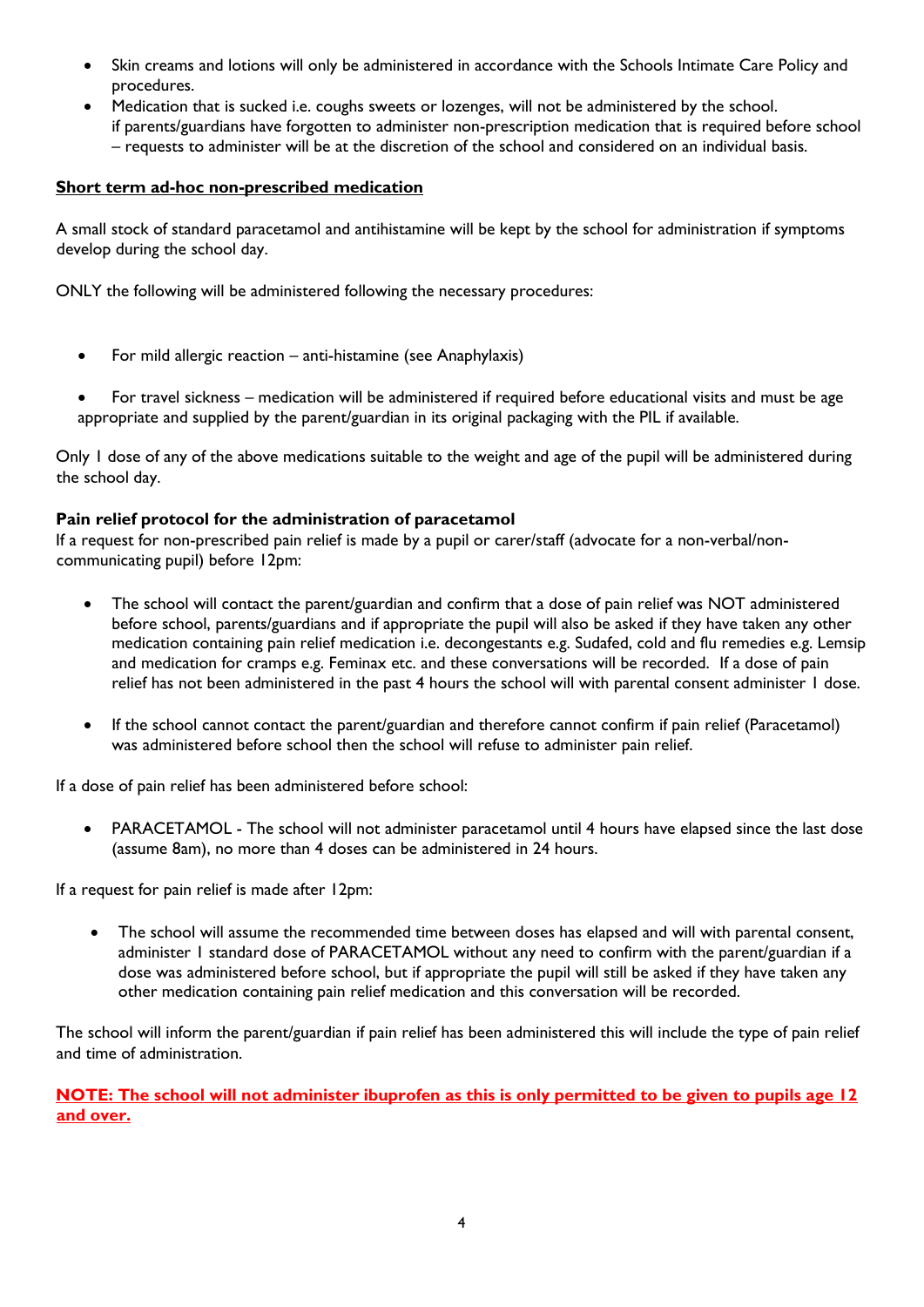- Skin creams and lotions will only be administered in accordance with the Schools Intimate Care Policy and procedures.
- Medication that is sucked i.e. coughs sweets or lozenges, will not be administered by the school. if parents/guardians have forgotten to administer non-prescription medication that is required before school – requests to administer will be at the discretion of the school and considered on an individual basis.

**Short term ad-hoc non-prescribed medication**

A small stock of standard paracetamol and antihistamine will be kept by the school for administration if symptoms develop during the school day.

ONLY the following will be administered following the necessary procedures:

- For mild allergic reaction – anti-histamine (see Anaphylaxis)
- For travel sickness – medication will be administered if required before educational visits and must be age appropriate and supplied by the parent/guardian in its original packaging with the PIL if available.

Only 1 dose of any of the above medications suitable to the weight and age of the pupil will be administered during the school day.

**Pain relief protocol for the administration of paracetamol**

If a request for non-prescribed pain relief is made by a pupil or carer/staff (advocate for a non-verbal/non-communicating pupil) before 12pm:

- The school will contact the parent/guardian and confirm that a dose of pain relief was NOT administered before school, parents/guardians and if appropriate the pupil will also be asked if they have taken any other medication containing pain relief medication i.e. decongestants e.g. Sudafed, cold and flu remedies e.g. Lemsip and medication for cramps e.g. Feminax etc. and these conversations will be recorded. If a dose of pain relief has not been administered in the past 4 hours the school will with parental consent administer 1 dose.
- If the school cannot contact the parent/guardian and therefore cannot confirm if pain relief (Paracetamol) was administered before school then the school will refuse to administer pain relief.

If a dose of pain relief has been administered before school:

- PARACETAMOL - The school will not administer paracetamol until 4 hours have elapsed since the last dose (assume 8am), no more than 4 doses can be administered in 24 hours.

If a request for pain relief is made after 12pm:

- The school will assume the recommended time between doses has elapsed and will with parental consent, administer 1 standard dose of PARACETAMOL without any need to confirm with the parent/guardian if a dose was administered before school, but if appropriate the pupil will still be asked if they have taken any other medication containing pain relief medication and this conversation will be recorded.

The school will inform the parent/guardian if pain relief has been administered this will include the type of pain relief and time of administration.

**NOTE: The school will not administer ibuprofen as this is only permitted to be given to pupils age 12 and over.**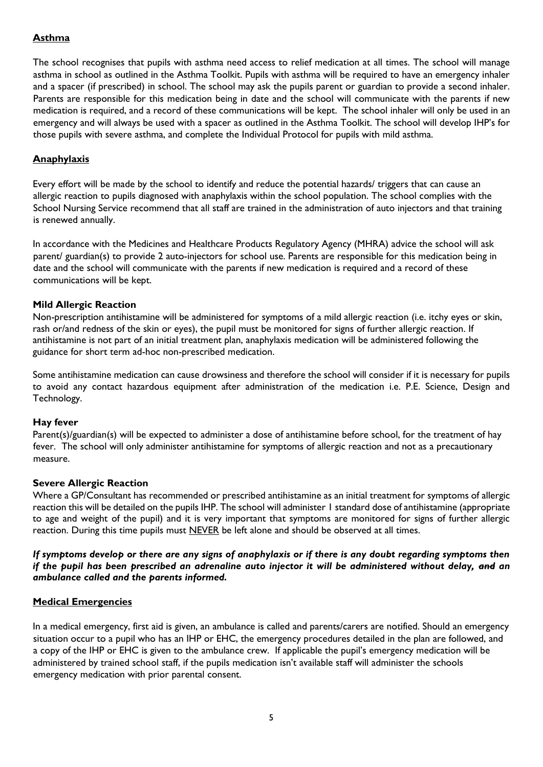## Asthma

The school recognises that pupils with asthma need access to relief medication at all times. The school will manage asthma in school as outlined in the Asthma Toolkit. Pupils with asthma will be required to have an emergency inhaler and a spacer (if prescribed) in school. The school may ask the pupils parent or guardian to provide a second inhaler. Parents are responsible for this medication being in date and the school will communicate with the parents if new medication is required, and a record of these communications will be kept. The school inhaler will only be used in an emergency and will always be used with a spacer as outlined in the Asthma Toolkit. The school will develop IHP's for those pupils with severe asthma, and complete the Individual Protocol for pupils with mild asthma.

## Anaphylaxis

Every effort will be made by the school to identify and reduce the potential hazards/ triggers that can cause an allergic reaction to pupils diagnosed with anaphylaxis within the school population. The school complies with the School Nursing Service recommend that all staff are trained in the administration of auto injectors and that training is renewed annually.

In accordance with the Medicines and Healthcare Products Regulatory Agency (MHRA) advice the school will ask parent/ guardian(s) to provide 2 auto-injectors for school use. Parents are responsible for this medication being in date and the school will communicate with the parents if new medication is required and a record of these communications will be kept.

### Mild Allergic Reaction

Non-prescription antihistamine will be administered for symptoms of a mild allergic reaction (i.e. itchy eyes or skin, rash or/and redness of the skin or eyes), the pupil must be monitored for signs of further allergic reaction. If antihistamine is not part of an initial treatment plan, anaphylaxis medication will be administered following the guidance for short term ad-hoc non-prescribed medication.

Some antihistamine medication can cause drowsiness and therefore the school will consider if it is necessary for pupils to avoid any contact hazardous equipment after administration of the medication i.e. P.E. Science, Design and Technology.

### Hay fever

Parent(s)/guardian(s) will be expected to administer a dose of antihistamine before school, for the treatment of hay fever. The school will only administer antihistamine for symptoms of allergic reaction and not as a precautionary measure.

### Severe Allergic Reaction

Where a GP/Consultant has recommended or prescribed antihistamine as an initial treatment for symptoms of allergic reaction this will be detailed on the pupils IHP. The school will administer 1 standard dose of antihistamine (appropriate to age and weight of the pupil) and it is very important that symptoms are monitored for signs of further allergic reaction. During this time pupils must NEVER be left alone and should be observed at all times.

***If symptoms develop or there are any signs of anaphylaxis or if there is any doubt regarding symptoms then if the pupil has been prescribed an adrenaline auto injector it will be administered without delay, ~~and~~ an ambulance called and the parents informed.***

## Medical Emergencies

In a medical emergency, first aid is given, an ambulance is called and parents/carers are notified. Should an emergency situation occur to a pupil who has an IHP or EHC, the emergency procedures detailed in the plan are followed, and a copy of the IHP or EHC is given to the ambulance crew. If applicable the pupil's emergency medication will be administered by trained school staff, if the pupils medication isn't available staff will administer the schools emergency medication with prior parental consent.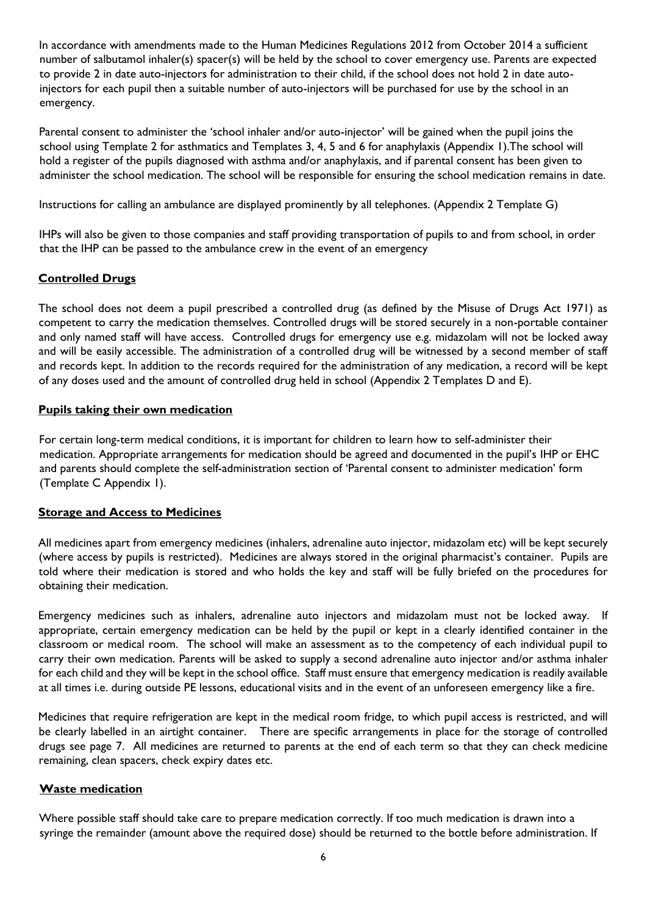In accordance with amendments made to the Human Medicines Regulations 2012 from October 2014 a sufficient number of salbutamol inhaler(s) spacer(s) will be held by the school to cover emergency use. Parents are expected to provide 2 in date auto-injectors for administration to their child, if the school does not hold 2 in date auto-injectors for each pupil then a suitable number of auto-injectors will be purchased for use by the school in an emergency.

Parental consent to administer the 'school inhaler and/or auto-injector' will be gained when the pupil joins the school using Template 2 for asthmatics and Templates 3, 4, 5 and 6 for anaphylaxis (Appendix 1).The school will hold a register of the pupils diagnosed with asthma and/or anaphylaxis, and if parental consent has been given to administer the school medication. The school will be responsible for ensuring the school medication remains in date.

Instructions for calling an ambulance are displayed prominently by all telephones. (Appendix 2 Template G)

IHPs will also be given to those companies and staff providing transportation of pupils to and from school, in order that the IHP can be passed to the ambulance crew in the event of an emergency

## Controlled Drugs

The school does not deem a pupil prescribed a controlled drug (as defined by the Misuse of Drugs Act 1971) as competent to carry the medication themselves. Controlled drugs will be stored securely in a non-portable container and only named staff will have access. Controlled drugs for emergency use e.g. midazolam will not be locked away and will be easily accessible. The administration of a controlled drug will be witnessed by a second member of staff and records kept. In addition to the records required for the administration of any medication, a record will be kept of any doses used and the amount of controlled drug held in school (Appendix 2 Templates D and E).

## Pupils taking their own medication

For certain long-term medical conditions, it is important for children to learn how to self-administer their medication. Appropriate arrangements for medication should be agreed and documented in the pupil's IHP or EHC and parents should complete the self-administration section of 'Parental consent to administer medication' form (Template C Appendix 1).

## Storage and Access to Medicines

All medicines apart from emergency medicines (inhalers, adrenaline auto injector, midazolam etc) will be kept securely (where access by pupils is restricted). Medicines are always stored in the original pharmacist's container. Pupils are told where their medication is stored and who holds the key and staff will be fully briefed on the procedures for obtaining their medication.

Emergency medicines such as inhalers, adrenaline auto injectors and midazolam must not be locked away. If appropriate, certain emergency medication can be held by the pupil or kept in a clearly identified container in the classroom or medical room. The school will make an assessment as to the competency of each individual pupil to carry their own medication. Parents will be asked to supply a second adrenaline auto injector and/or asthma inhaler for each child and they will be kept in the school office. Staff must ensure that emergency medication is readily available at all times i.e. during outside PE lessons, educational visits and in the event of an unforeseen emergency like a fire.

Medicines that require refrigeration are kept in the medical room fridge, to which pupil access is restricted, and will be clearly labelled in an airtight container. There are specific arrangements in place for the storage of controlled drugs see page 7. All medicines are returned to parents at the end of each term so that they can check medicine remaining, clean spacers, check expiry dates etc.

## Waste medication

Where possible staff should take care to prepare medication correctly. If too much medication is drawn into a syringe the remainder (amount above the required dose) should be returned to the bottle before administration. If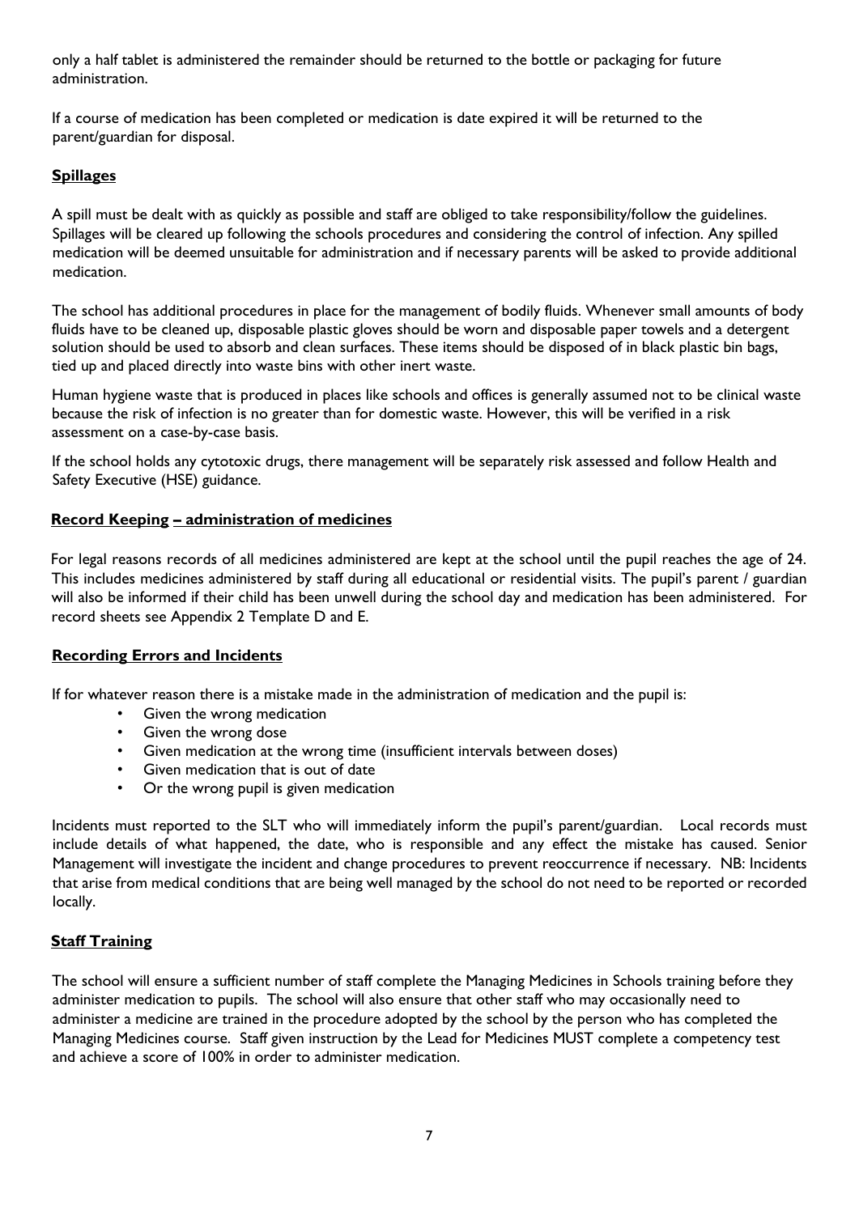only a half tablet is administered the remainder should be returned to the bottle or packaging for future administration.

If a course of medication has been completed or medication is date expired it will be returned to the parent/guardian for disposal.

## Spillages

A spill must be dealt with as quickly as possible and staff are obliged to take responsibility/follow the guidelines. Spillages will be cleared up following the schools procedures and considering the control of infection. Any spilled medication will be deemed unsuitable for administration and if necessary parents will be asked to provide additional medication.

The school has additional procedures in place for the management of bodily fluids. Whenever small amounts of body fluids have to be cleaned up, disposable plastic gloves should be worn and disposable paper towels and a detergent solution should be used to absorb and clean surfaces. These items should be disposed of in black plastic bin bags, tied up and placed directly into waste bins with other inert waste.

Human hygiene waste that is produced in places like schools and offices is generally assumed not to be clinical waste because the risk of infection is no greater than for domestic waste. However, this will be verified in a risk assessment on a case-by-case basis.

If the school holds any cytotoxic drugs, there management will be separately risk assessed and follow Health and Safety Executive (HSE) guidance.

## Record Keeping – administration of medicines

For legal reasons records of all medicines administered are kept at the school until the pupil reaches the age of 24. This includes medicines administered by staff during all educational or residential visits. The pupil's parent / guardian will also be informed if their child has been unwell during the school day and medication has been administered. For record sheets see Appendix 2 Template D and E.

## Recording Errors and Incidents

If for whatever reason there is a mistake made in the administration of medication and the pupil is:

- Given the wrong medication
- Given the wrong dose
- Given medication at the wrong time (insufficient intervals between doses)
- Given medication that is out of date
- Or the wrong pupil is given medication

Incidents must reported to the SLT who will immediately inform the pupil's parent/guardian. Local records must include details of what happened, the date, who is responsible and any effect the mistake has caused. Senior Management will investigate the incident and change procedures to prevent reoccurrence if necessary. NB: Incidents that arise from medical conditions that are being well managed by the school do not need to be reported or recorded locally.

## Staff Training

The school will ensure a sufficient number of staff complete the Managing Medicines in Schools training before they administer medication to pupils. The school will also ensure that other staff who may occasionally need to administer a medicine are trained in the procedure adopted by the school by the person who has completed the Managing Medicines course. Staff given instruction by the Lead for Medicines MUST complete a competency test and achieve a score of 100% in order to administer medication.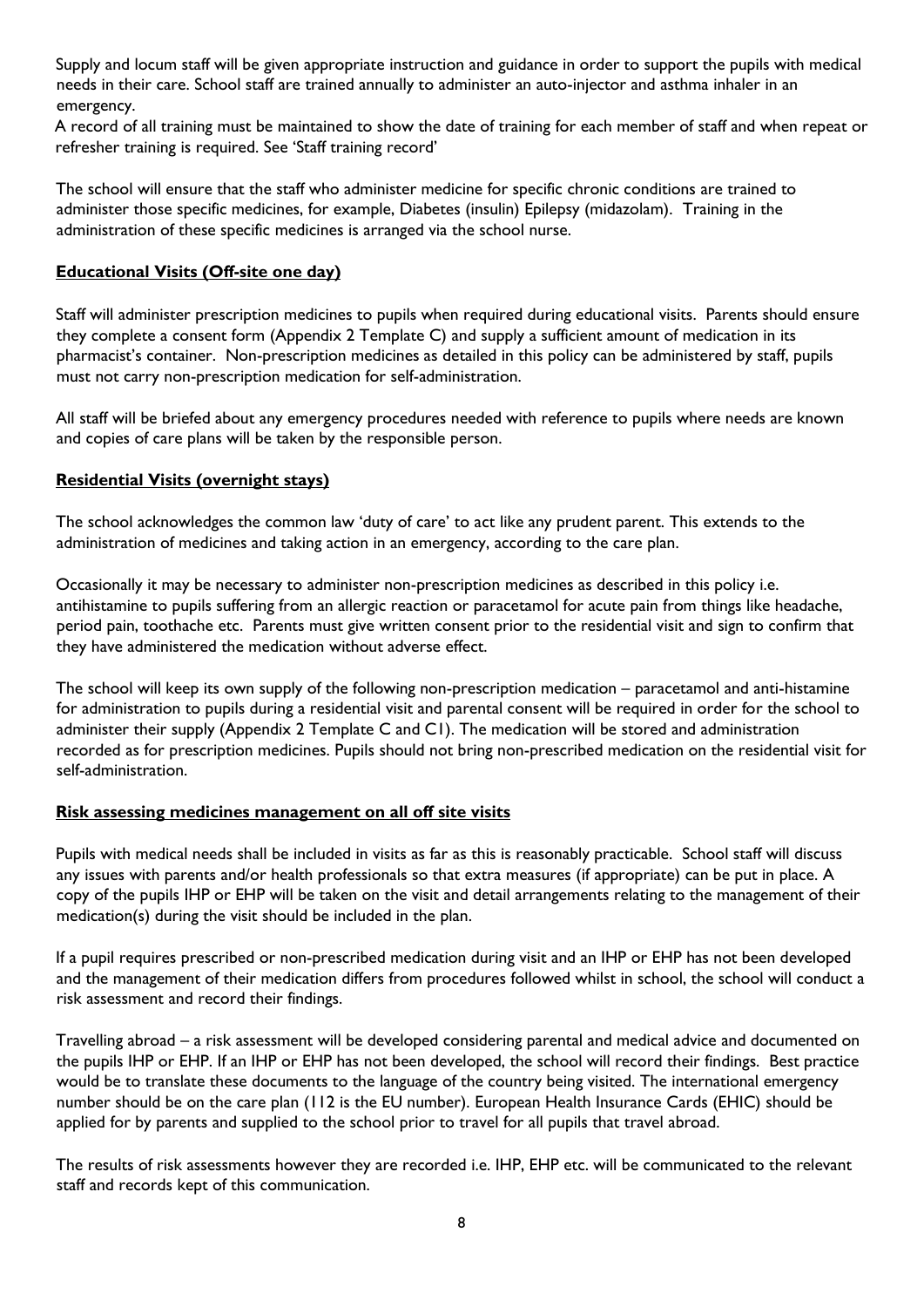Supply and locum staff will be given appropriate instruction and guidance in order to support the pupils with medical needs in their care. School staff are trained annually to administer an auto-injector and asthma inhaler in an emergency.

A record of all training must be maintained to show the date of training for each member of staff and when repeat or refresher training is required. See 'Staff training record'

The school will ensure that the staff who administer medicine for specific chronic conditions are trained to administer those specific medicines, for example, Diabetes (insulin) Epilepsy (midazolam). Training in the administration of these specific medicines is arranged via the school nurse.

**Educational Visits (Off-site one day)**

Staff will administer prescription medicines to pupils when required during educational visits. Parents should ensure they complete a consent form (Appendix 2 Template C) and supply a sufficient amount of medication in its pharmacist's container. Non-prescription medicines as detailed in this policy can be administered by staff, pupils must not carry non-prescription medication for self-administration.

All staff will be briefed about any emergency procedures needed with reference to pupils where needs are known and copies of care plans will be taken by the responsible person.

**Residential Visits (overnight stays)**

The school acknowledges the common law 'duty of care' to act like any prudent parent. This extends to the administration of medicines and taking action in an emergency, according to the care plan.

Occasionally it may be necessary to administer non-prescription medicines as described in this policy i.e. antihistamine to pupils suffering from an allergic reaction or paracetamol for acute pain from things like headache, period pain, toothache etc. Parents must give written consent prior to the residential visit and sign to confirm that they have administered the medication without adverse effect.

The school will keep its own supply of the following non-prescription medication – paracetamol and anti-histamine for administration to pupils during a residential visit and parental consent will be required in order for the school to administer their supply (Appendix 2 Template C and C1). The medication will be stored and administration recorded as for prescription medicines. Pupils should not bring non-prescribed medication on the residential visit for self-administration.

**Risk assessing medicines management on all off site visits**

Pupils with medical needs shall be included in visits as far as this is reasonably practicable. School staff will discuss any issues with parents and/or health professionals so that extra measures (if appropriate) can be put in place. A copy of the pupils IHP or EHP will be taken on the visit and detail arrangements relating to the management of their medication(s) during the visit should be included in the plan.

If a pupil requires prescribed or non-prescribed medication during visit and an IHP or EHP has not been developed and the management of their medication differs from procedures followed whilst in school, the school will conduct a risk assessment and record their findings.

Travelling abroad – a risk assessment will be developed considering parental and medical advice and documented on the pupils IHP or EHP. If an IHP or EHP has not been developed, the school will record their findings. Best practice would be to translate these documents to the language of the country being visited. The international emergency number should be on the care plan (112 is the EU number). European Health Insurance Cards (EHIC) should be applied for by parents and supplied to the school prior to travel for all pupils that travel abroad.

The results of risk assessments however they are recorded i.e. IHP, EHP etc. will be communicated to the relevant staff and records kept of this communication.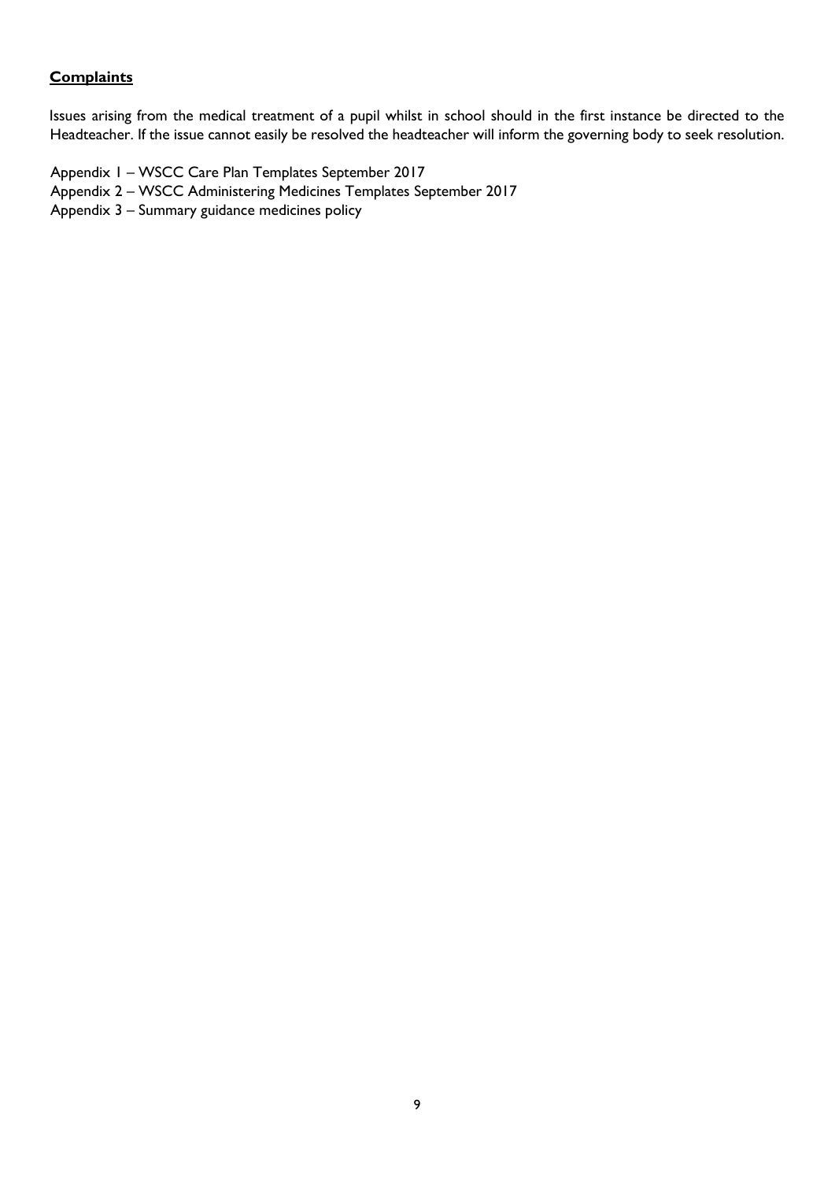## **Complaints**

Issues arising from the medical treatment of a pupil whilst in school should in the first instance be directed to the Headteacher. If the issue cannot easily be resolved the headteacher will inform the governing body to seek resolution.

Appendix 1 – WSCC Care Plan Templates September 2017
Appendix 2 – WSCC Administering Medicines Templates September 2017
Appendix 3 – Summary guidance medicines policy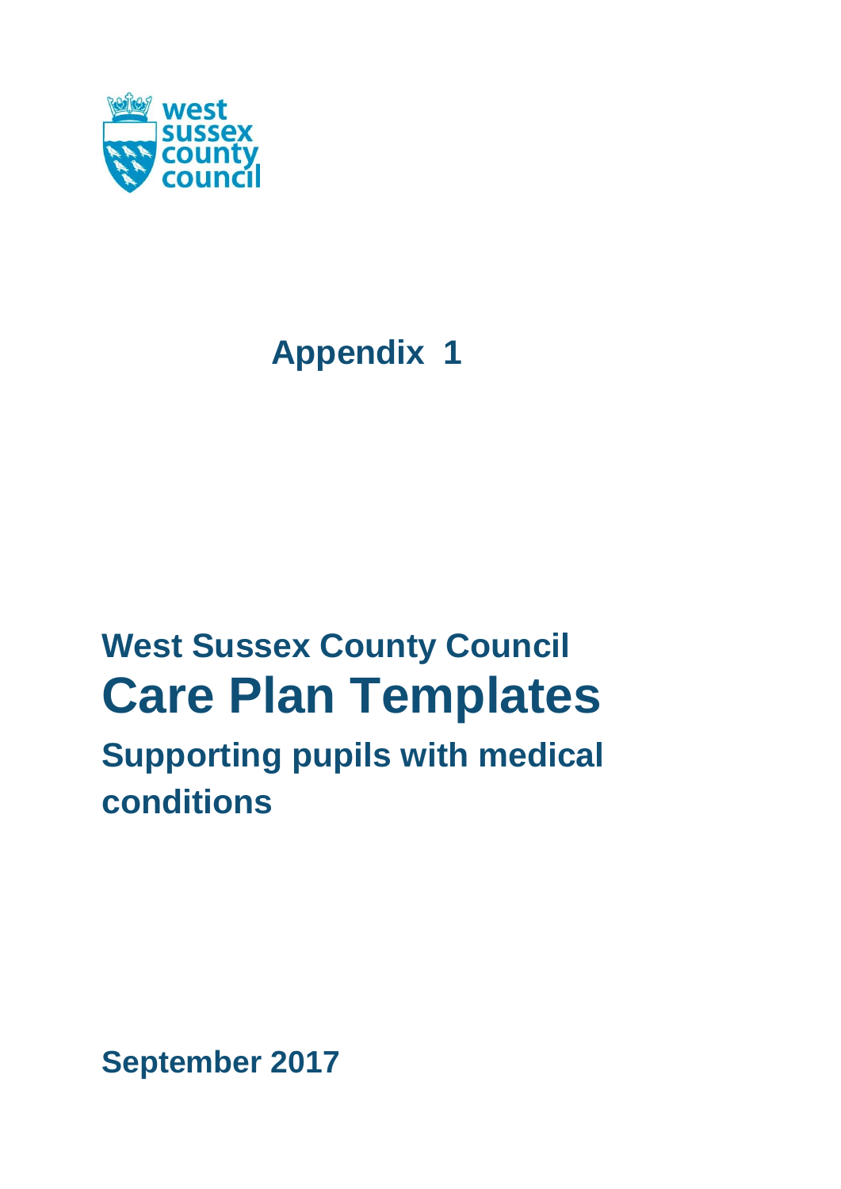# Appendix 1

## West Sussex County Council

# Care Plan Templates

## Supporting pupils with medical conditions

**September 2017**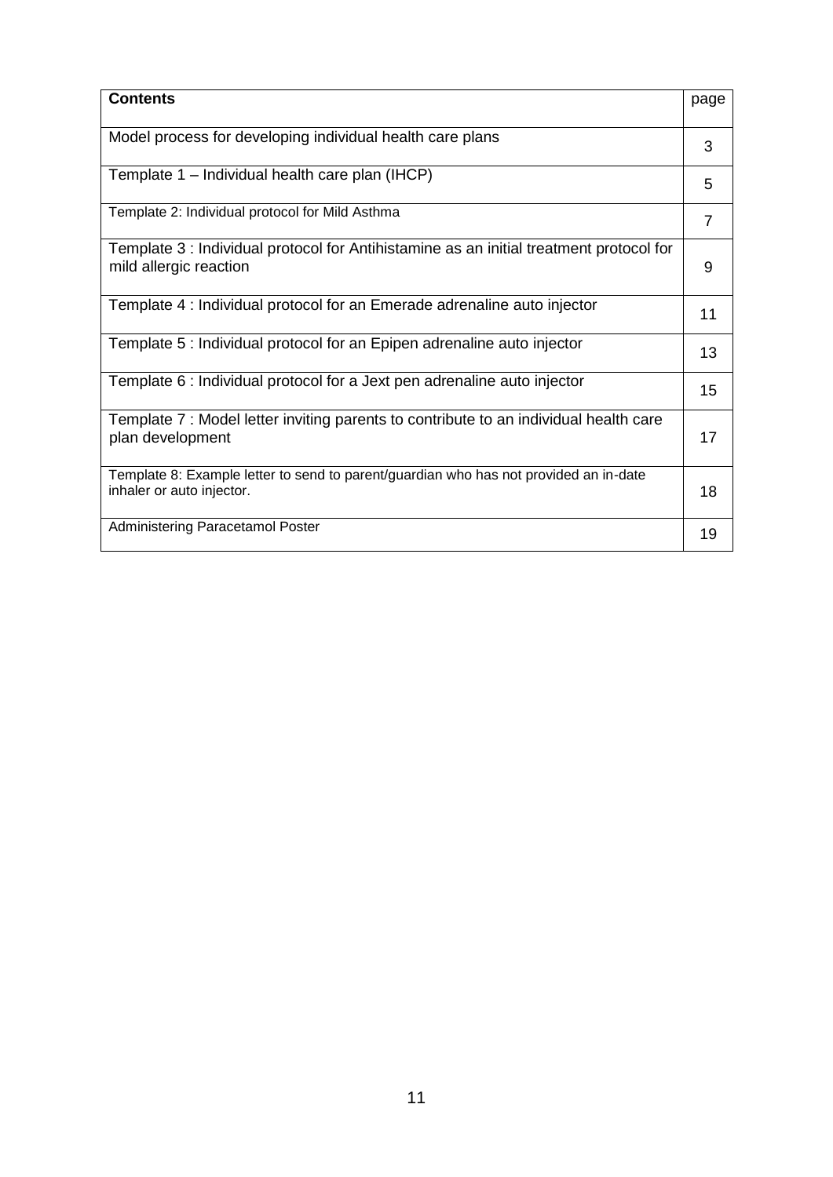| **Contents** | page |
| --- | --- |
| Model process for developing individual health care plans | 3 |
| Template 1 – Individual health care plan (IHCP) | 5 |
| Template 2: Individual protocol for Mild Asthma | 7 |
| Template 3 : Individual protocol for Antihistamine as an initial treatment protocol for mild allergic reaction | 9 |
| Template 4 : Individual protocol for an Emerade adrenaline auto injector | 11 |
| Template 5 : Individual protocol for an Epipen adrenaline auto injector | 13 |
| Template 6 : Individual protocol for a Jext pen adrenaline auto injector | 15 |
| Template 7 : Model letter inviting parents to contribute to an individual health care plan development | 17 |
| Template 8: Example letter to send to parent/guardian who has not provided an in-date inhaler or auto injector. | 18 |
| Administering Paracetamol Poster | 19 |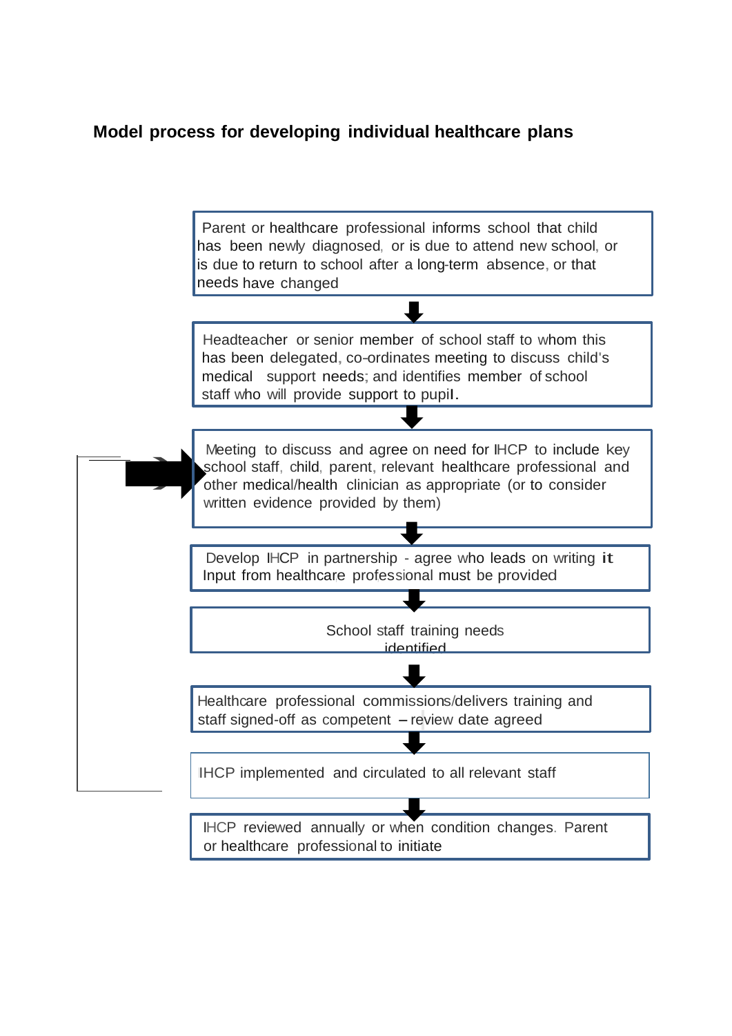## Model process for developing individual healthcare plans

Parent or healthcare professional informs school that child has been newly diagnosed, or is due to attend new school, or is due to return to school after a long-term absence, or that needs have changed

↓

Headteacher or senior member of school staff to whom this has been delegated, co-ordinates meeting to discuss child's medical support needs; and identifies member of school staff who will provide support to pupil.

↓

Meeting to discuss and agree on need for IHCP to include key school staff, child, parent, relevant healthcare professional and other medical/health clinician as appropriate (or to consider written evidence provided by them)

↓

Develop IHCP in partnership - agree who leads on writing it
Input from healthcare professional must be provided

↓

School staff training needs identified

↓

Healthcare professional commissions/delivers training and staff signed-off as competent – review date agreed

↓

IHCP implemented and circulated to all relevant staff

↓

IHCP reviewed annually or when condition changes. Parent or healthcare professional to initiate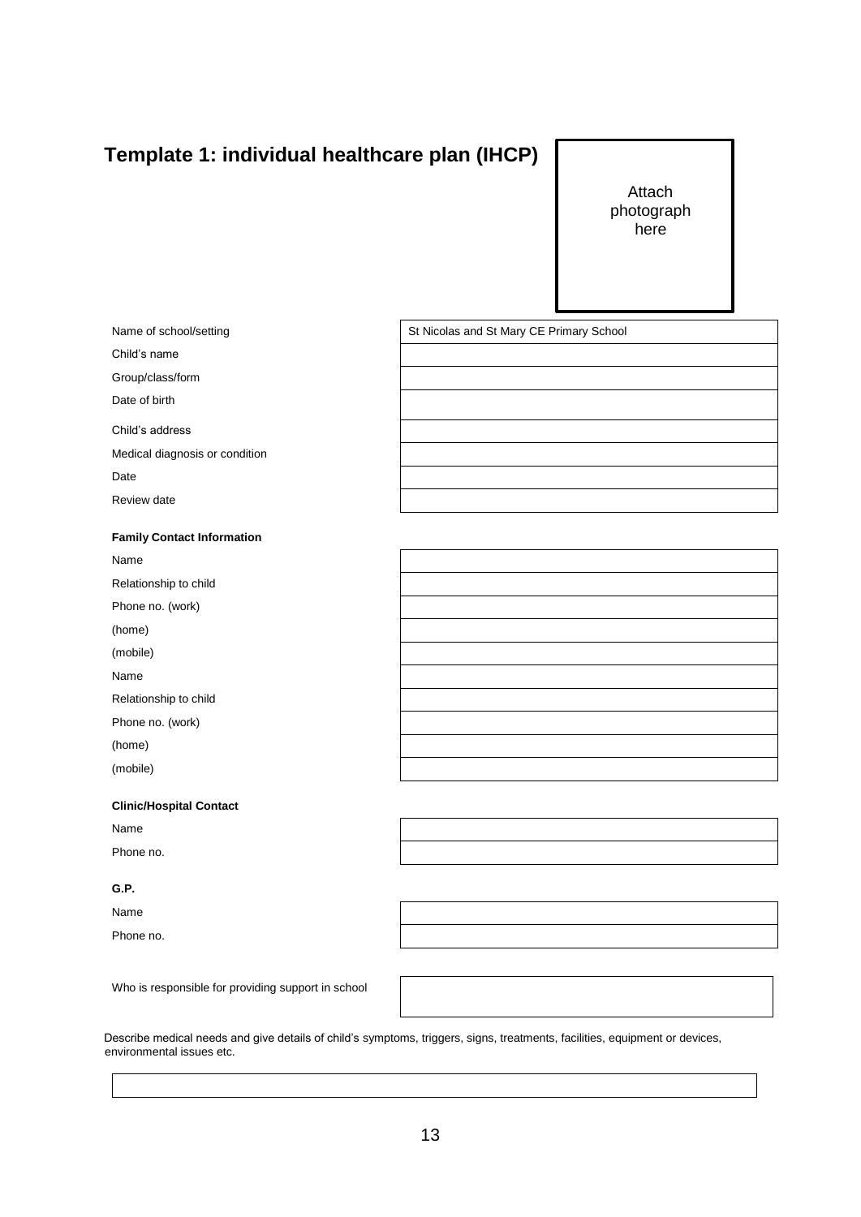# Template 1: individual healthcare plan (IHCP)

Attach photograph here

| | |
|---|---|
| Name of school/setting | St Nicolas and St Mary CE Primary School |
| Child's name | |
| Group/class/form | |
| Date of birth | |
| Child's address | |
| Medical diagnosis or condition | |
| Date | |
| Review date | |

**Family Contact Information**

| | |
|---|---|
| Name | |
| Relationship to child | |
| Phone no. (work) | |
| (home) | |
| (mobile) | |
| Name | |
| Relationship to child | |
| Phone no. (work) | |
| (home) | |
| (mobile) | |

**Clinic/Hospital Contact**

| | |
|---|---|
| Name | |
| Phone no. | |

**G.P.**

| | |
|---|---|
| Name | |
| Phone no. | |

| | |
|---|---|
| Who is responsible for providing support in school | |

Describe medical needs and give details of child's symptoms, triggers, signs, treatments, facilities, equipment or devices, environmental issues etc.

| |
|---|
| |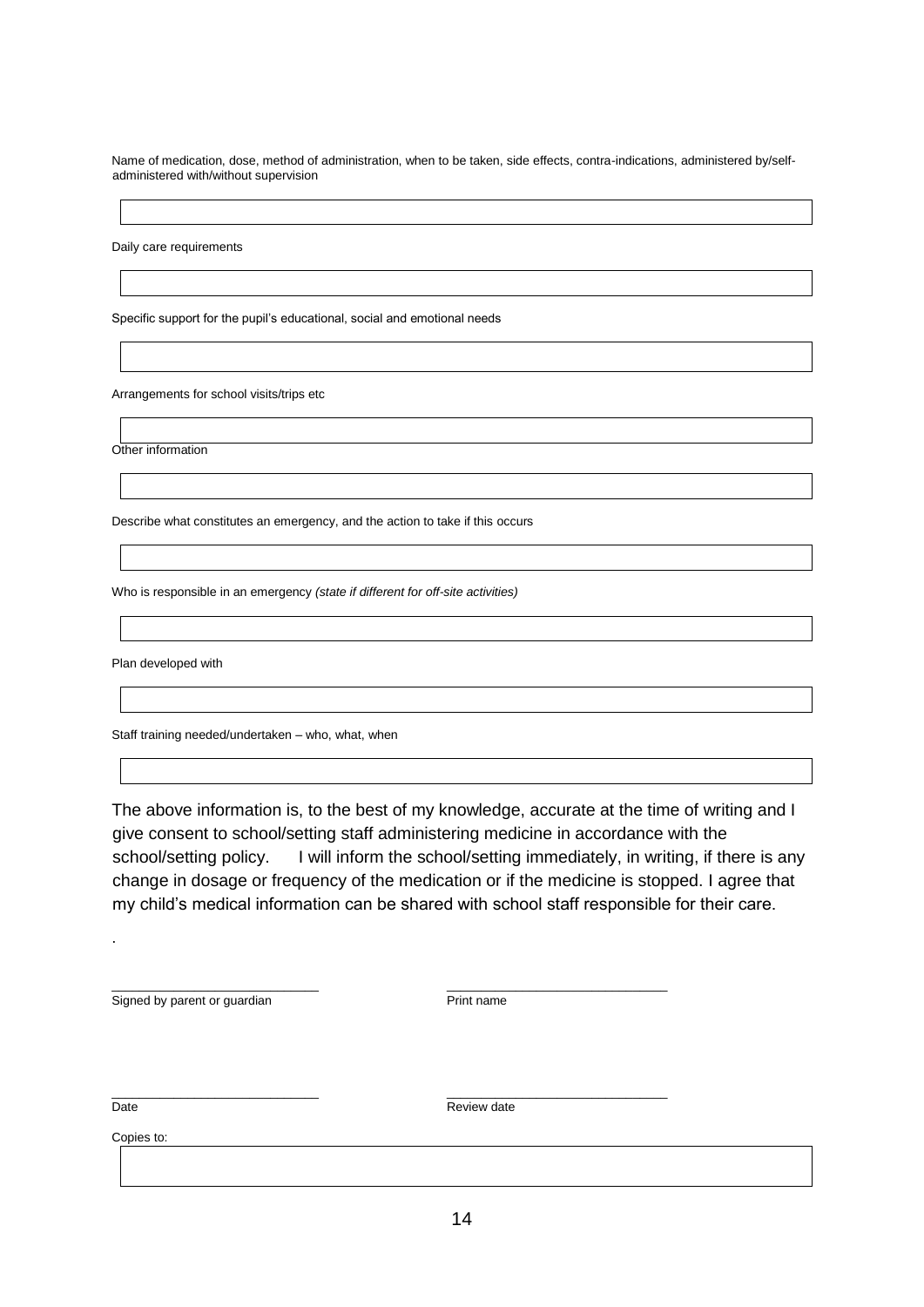Name of medication, dose, method of administration, when to be taken, side effects, contra-indications, administered by/self-administered with/without supervision

|   |
|---|
|   |

Daily care requirements

|   |
|---|
|   |

Specific support for the pupil's educational, social and emotional needs

|   |
|---|
|   |

Arrangements for school visits/trips etc

|   |
|---|
|   |

Other information

|   |
|---|
|   |

Describe what constitutes an emergency, and the action to take if this occurs

|   |
|---|
|   |

Who is responsible in an emergency *(state if different for off-site activities)*

|   |
|---|
|   |

Plan developed with

|   |
|---|
|   |

Staff training needed/undertaken – who, what, when

|   |
|---|
|   |

The above information is, to the best of my knowledge, accurate at the time of writing and I give consent to school/setting staff administering medicine in accordance with the school/setting policy. I will inform the school/setting immediately, in writing, if there is any change in dosage or frequency of the medication or if the medicine is stopped. I agree that my child's medical information can be shared with school staff responsible for their care.

.

\_\_\_\_\_\_\_\_\_\_\_\_\_\_\_\_\_\_\_\_\_\_\_\_\_\_\_\_ \_\_\_\_\_\_\_\_\_\_\_\_\_\_\_\_\_\_\_\_\_\_\_\_\_\_\_\_

Signed by parent or guardian Print name

\_\_\_\_\_\_\_\_\_\_\_\_\_\_\_\_\_\_\_\_\_\_\_\_\_\_\_\_ \_\_\_\_\_\_\_\_\_\_\_\_\_\_\_\_\_\_\_\_\_\_\_\_\_\_\_\_

Date Review date

Copies to:

|   |
|---|
|   |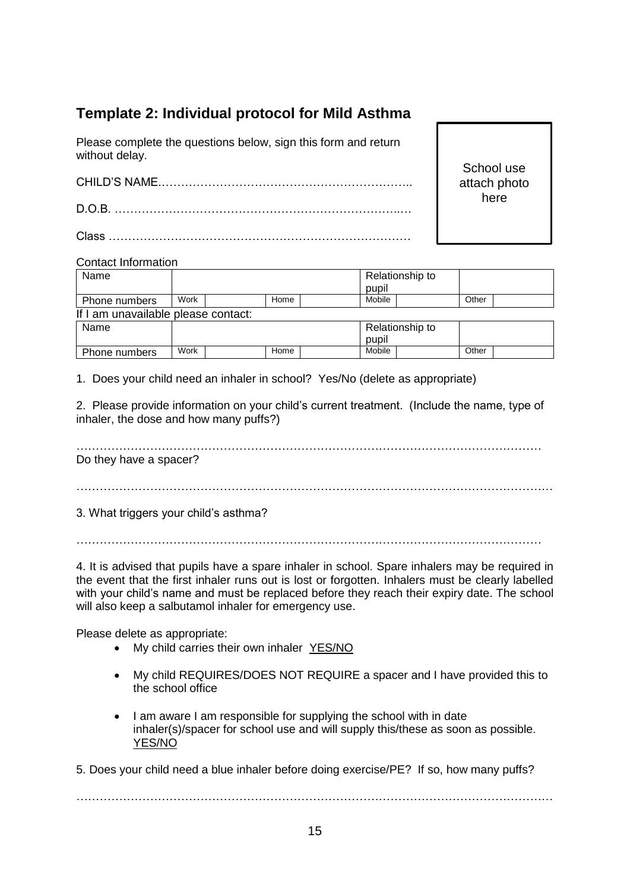## Template 2: Individual protocol for Mild Asthma

Please complete the questions below, sign this form and return without delay.

School use attach photo here

CHILD'S NAME………………………………………………………..

D.O.B. ……………………………………………………………..…

Class ……………………………………………………………………

Contact Information

| Name | | | | | | Relationship to pupil | | | |
|---|---|---|---|---|---|---|---|---|---|
| Phone numbers | Work | | Home | | Mobile | | | Other | |

If I am unavailable please contact:

| Name | | | | | | Relationship to pupil | | | |
|---|---|---|---|---|---|---|---|---|---|
| Phone numbers | Work | | Home | | Mobile | | | Other | |

1. Does your child need an inhaler in school? Yes/No (delete as appropriate)

2. Please provide information on your child's current treatment. (Include the name, type of inhaler, the dose and how many puffs?)

……………………………………………………………………………………………………………

Do they have a spacer?

……………………………………………………………………………………………………………

3. What triggers your child's asthma?

……………………………………………………………………………………………………………

4. It is advised that pupils have a spare inhaler in school. Spare inhalers may be required in the event that the first inhaler runs out is lost or forgotten. Inhalers must be clearly labelled with your child's name and must be replaced before they reach their expiry date. The school will also keep a salbutamol inhaler for emergency use.

Please delete as appropriate:

- My child carries their own inhaler YES/NO
- My child REQUIRES/DOES NOT REQUIRE a spacer and I have provided this to the school office
- I am aware I am responsible for supplying the school with in date inhaler(s)/spacer for school use and will supply this/these as soon as possible. YES/NO

5. Does your child need a blue inhaler before doing exercise/PE? If so, how many puffs?

……………………………………………………………………………………………………………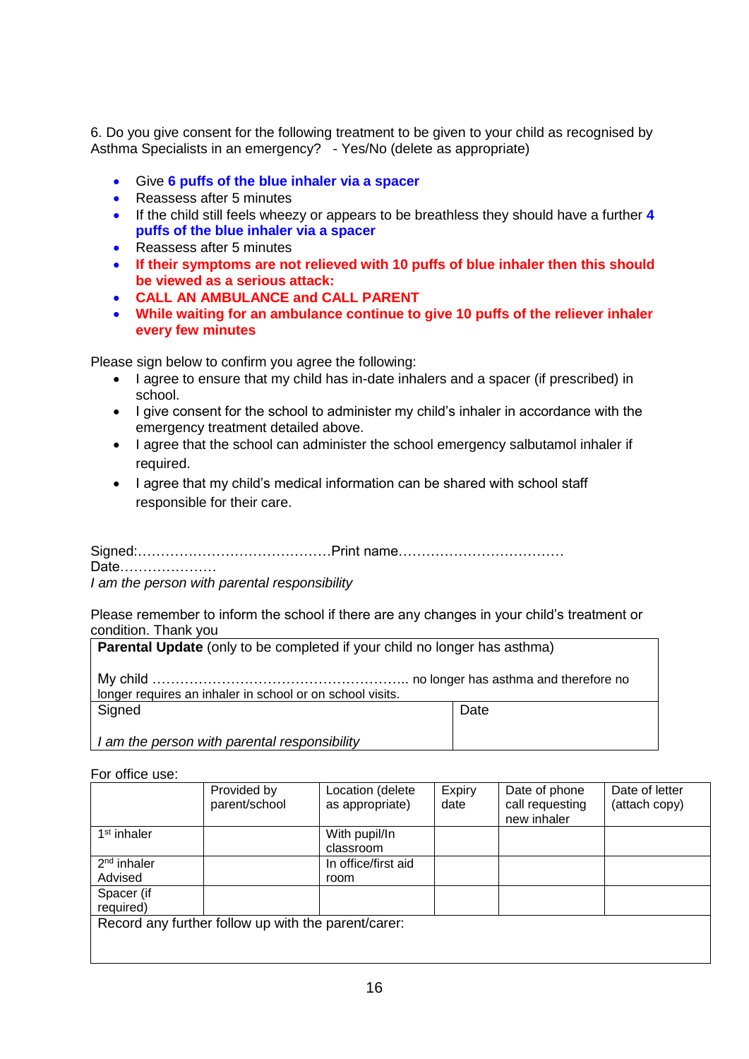6. Do you give consent for the following treatment to be given to your child as recognised by Asthma Specialists in an emergency? - Yes/No (delete as appropriate)

- Give **6 puffs of the blue inhaler via a spacer**
- Reassess after 5 minutes
- If the child still feels wheezy or appears to be breathless they should have a further **4 puffs of the blue inhaler via a spacer**
- Reassess after 5 minutes
- **If their symptoms are not relieved with 10 puffs of blue inhaler then this should be viewed as a serious attack:**
- **CALL AN AMBULANCE and CALL PARENT**
- **While waiting for an ambulance continue to give 10 puffs of the reliever inhaler every few minutes**

Please sign below to confirm you agree the following:

- I agree to ensure that my child has in-date inhalers and a spacer (if prescribed) in school.
- I give consent for the school to administer my child's inhaler in accordance with the emergency treatment detailed above.
- I agree that the school can administer the school emergency salbutamol inhaler if required.
- I agree that my child's medical information can be shared with school staff responsible for their care.

Signed:……………………………………Print name………………………………
Date…………………
*I am the person with parental responsibility*

Please remember to inform the school if there are any changes in your child's treatment or condition. Thank you

| **Parental Update** (only to be completed if your child no longer has asthma)<br><br>My child ……………………………………………….. no longer has asthma and therefore no longer requires an inhaler in school or on school visits. | |
|---|---|
| Signed<br><br>*I am the person with parental responsibility* | Date |

For office use:

| | Provided by parent/school | Location (delete as appropriate) | Expiry date | Date of phone call requesting new inhaler | Date of letter (attach copy) |
|---|---|---|---|---|---|
| 1st inhaler | | With pupil/In classroom | | | |
| 2nd inhaler Advised | | In office/first aid room | | | |
| Spacer (if required) | | | | | |
| Record any further follow up with the parent/carer: | | | | | |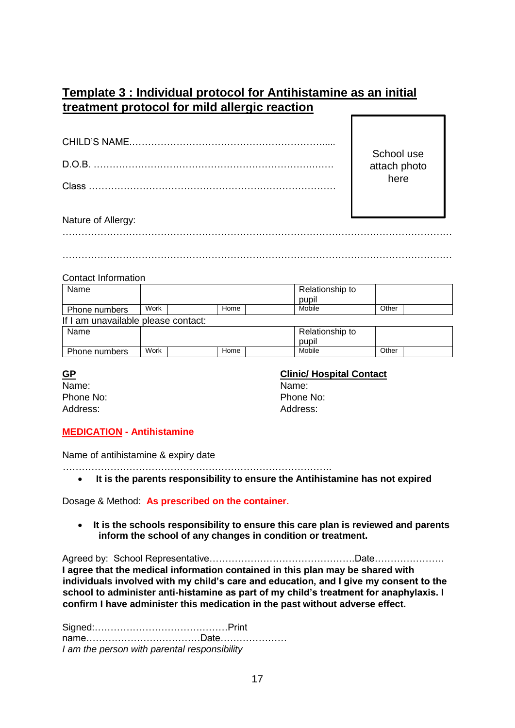## Template 3 : Individual protocol for Antihistamine as an initial treatment protocol for mild allergic reaction

CHILD'S NAME.........................................................................

D.O.B. ........................................................................

Class ........................................................................

School use attach photo here

Nature of Allergy:

..........................................................................................................................

..........................................................................................................................

Contact Information

| Name | | | | Relationship to pupil | | | |
|---|---|---|---|---|---|---|---|
| Phone numbers | Work | | Home | Mobile | | Other | |

If I am unavailable please contact:

| Name | | | | Relationship to pupil | | | |
|---|---|---|---|---|---|---|---|
| Phone numbers | Work | | Home | Mobile | | Other | |

**GP**
Name:
Phone No:
Address:

**Clinic/ Hospital Contact**
Name:
Phone No:
Address:

**MEDICATION - Antihistamine**

Name of antihistamine & expiry date

...........................................................................................

- **It is the parents responsibility to ensure the Antihistamine has not expired**

Dosage & Method: **As prescribed on the container.**

- **It is the schools responsibility to ensure this care plan is reviewed and parents inform the school of any changes in condition or treatment.**

Agreed by: School Representative..............................................Date.....................

**I agree that the medical information contained in this plan may be shared with individuals involved with my child's care and education, and I give my consent to the school to administer anti-histamine as part of my child's treatment for anaphylaxis. I confirm I have administer this medication in the past without adverse effect.**

Signed:..........................................Print name....................................Date.....................

*I am the person with parental responsibility*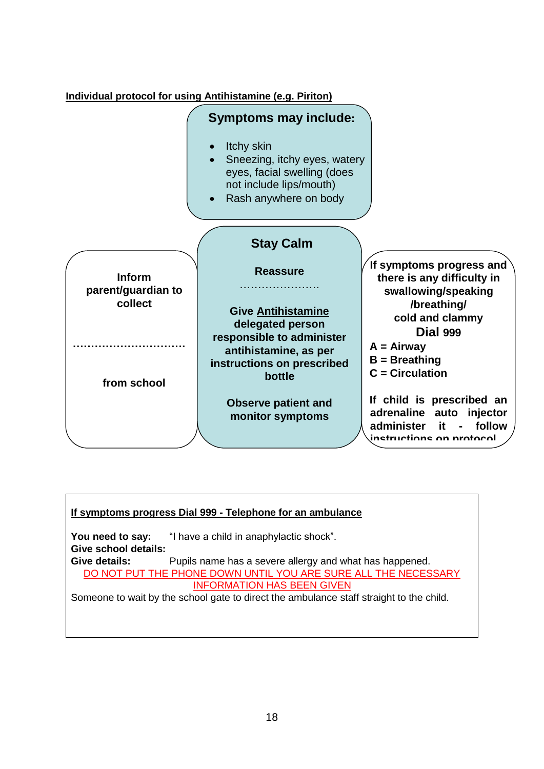**Individual protocol for using Antihistamine (e.g. Piriton)**

## Symptoms may include:

- Itchy skin
- Sneezing, itchy eyes, watery eyes, facial swelling (does not include lips/mouth)
- Rash anywhere on body

**Inform parent/guardian to collect**

**……………………………**

**from school**

## Stay Calm

**Reassure**

**……………………**

**Give Antihistamine delegated person responsible to administer antihistamine, as per instructions on prescribed bottle**

**Observe patient and monitor symptoms**

**If symptoms progress and there is any difficulty in swallowing/speaking /breathing/ cold and clammy**

**Dial 999**

**A = Airway**
**B = Breathing**
**C = Circulation**

**If child is prescribed an adrenaline auto injector administer it - follow instructions on protocol**

**If symptoms progress Dial 999 - Telephone for an ambulance**

**You need to say:** "I have a child in anaphylactic shock".
**Give school details:**
**Give details:** Pupils name has a severe allergy and what has happened.

DO NOT PUT THE PHONE DOWN UNTIL YOU ARE SURE ALL THE NECESSARY INFORMATION HAS BEEN GIVEN

Someone to wait by the school gate to direct the ambulance staff straight to the child.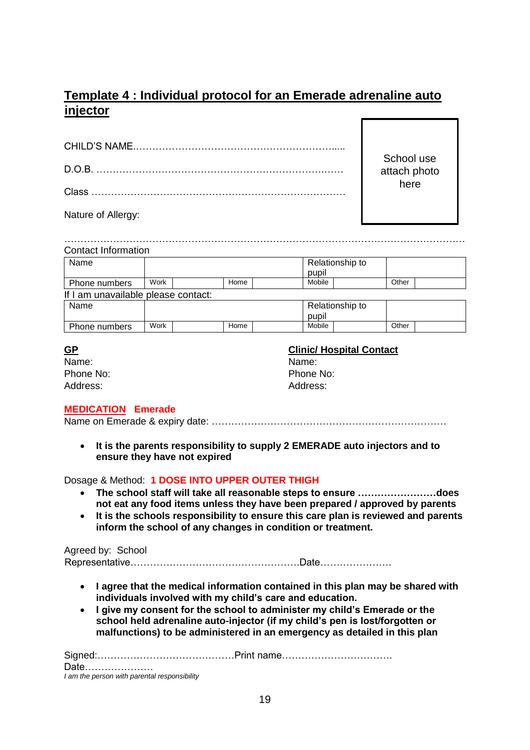# Template 4 : Individual protocol for an Emerade adrenaline auto injector

CHILD'S NAME.............................................................

D.O.B. ..........................................................................

Class ............................................................................

Nature of Allergy:

School use attach photo here

....................................................................................................................

Contact Information

| Name | | | | Relationship to pupil | | | |
|---|---|---|---|---|---|---|---|
| Phone numbers | Work | | Home | Mobile | | Other | |

If I am unavailable please contact:

| Name | | | | Relationship to pupil | | | |
|---|---|---|---|---|---|---|---|
| Phone numbers | Work | | Home | Mobile | | Other | |

**GP**
Name:
Phone No:
Address:

**Clinic/ Hospital Contact**
Name:
Phone No:
Address:

**MEDICATION Emerade**

Name on Emerade & expiry date: ....................................................................

- **It is the parents responsibility to supply 2 EMERADE auto injectors and to ensure they have not expired**

Dosage & Method: **1 DOSE INTO UPPER OUTER THIGH**

- **The school staff will take all reasonable steps to ensure ……………………does not eat any food items unless they have been prepared / approved by parents**
- **It is the schools responsibility to ensure this care plan is reviewed and parents inform the school of any changes in condition or treatment.**

Agreed by: School Representative.................................................Date.....................

- **I agree that the medical information contained in this plan may be shared with individuals involved with my child's care and education.**
- **I give my consent for the school to administer my child's Emerade or the school held adrenaline auto-injector (if my child's pen is lost/forgotten or malfunctions) to be administered in an emergency as detailed in this plan**

Signed:........................................Print name................................
Date....................

*I am the person with parental responsibility*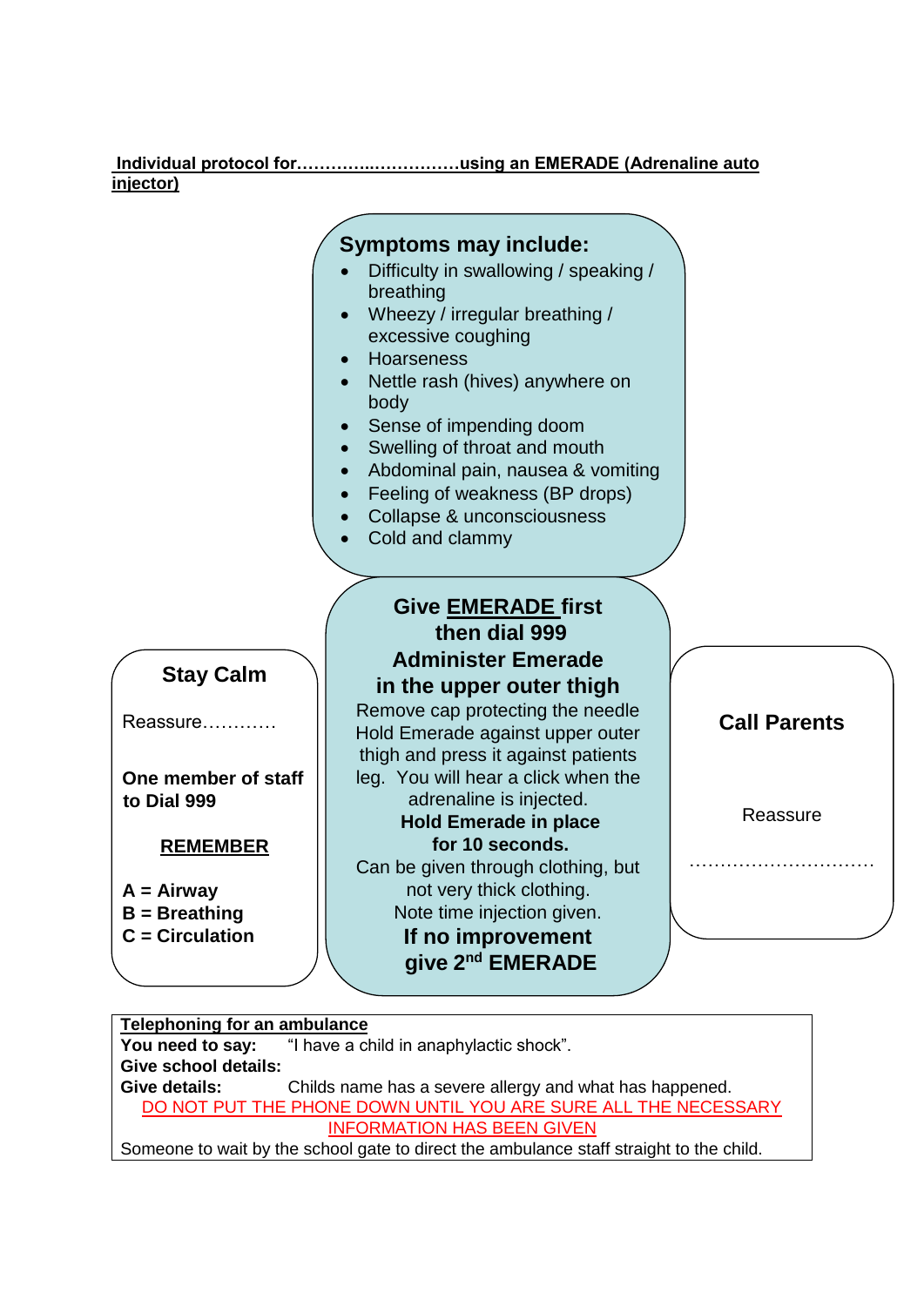**Individual protocol for…………..……………using an EMERADE (Adrenaline auto injector)**

## Symptoms may include:

- Difficulty in swallowing / speaking / breathing
- Wheezy / irregular breathing / excessive coughing
- Hoarseness
- Nettle rash (hives) anywhere on body
- Sense of impending doom
- Swelling of throat and mouth
- Abdominal pain, nausea & vomiting
- Feeling of weakness (BP drops)
- Collapse & unconsciousness
- Cold and clammy

## Stay Calm

Reassure…………

**One member of staff to Dial 999**

**REMEMBER**

**A = Airway**
**B = Breathing**
**C = Circulation**

## Give EMERADE first then dial 999

**Administer Emerade in the upper outer thigh**

Remove cap protecting the needle
Hold Emerade against upper outer thigh and press it against patients leg. You will hear a click when the adrenaline is injected.

**Hold Emerade in place for 10 seconds.**

Can be given through clothing, but not very thick clothing.
Note time injection given.

**If no improvement give 2nd EMERADE**

## Call Parents

Reassure

…………………………

**Telephoning for an ambulance**

**You need to say:** "I have a child in anaphylactic shock".
**Give school details:**
**Give details:** Childs name has a severe allergy and what has happened.

DO NOT PUT THE PHONE DOWN UNTIL YOU ARE SURE ALL THE NECESSARY INFORMATION HAS BEEN GIVEN

Someone to wait by the school gate to direct the ambulance staff straight to the child.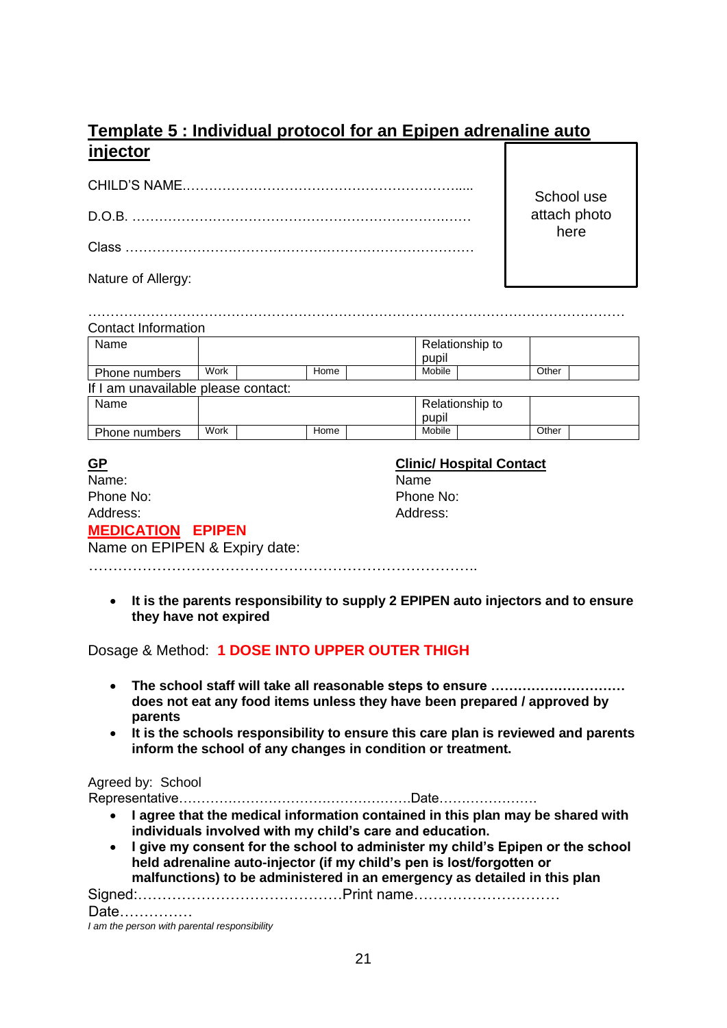## Template 5 : Individual protocol for an Epipen adrenaline auto injector

CHILD'S NAME……………………………………………………….....

D.O.B. …………………………………………………………….……

Class ……………………………………………………………………

School use attach photo here

Nature of Allergy:

…………………………………………………………………………………………………………

Contact Information

| Name | | | | Relationship to pupil | | | |
|---|---|---|---|---|---|---|---|
| Phone numbers | Work | | Home | Mobile | | Other | |

If I am unavailable please contact:

| Name | | | | Relationship to pupil | | | |
|---|---|---|---|---|---|---|---|
| Phone numbers | Work | | Home | Mobile | | Other | |

**GP**
Name:
Phone No:
Address:

**Clinic/ Hospital Contact**
Name
Phone No:
Address:

**MEDICATION EPIPEN**

Name on EPIPEN & Expiry date:

……………………………………………………………………..

- **It is the parents responsibility to supply 2 EPIPEN auto injectors and to ensure they have not expired**

Dosage & Method: **1 DOSE INTO UPPER OUTER THIGH**

- **The school staff will take all reasonable steps to ensure ………………………… does not eat any food items unless they have been prepared / approved by parents**
- **It is the schools responsibility to ensure this care plan is reviewed and parents inform the school of any changes in condition or treatment.**

Agreed by: School Representative……………………………………………Date………………….

- **I agree that the medical information contained in this plan may be shared with individuals involved with my child's care and education.**
- **I give my consent for the school to administer my child's Epipen or the school held adrenaline auto-injector (if my child's pen is lost/forgotten or malfunctions) to be administered in an emergency as detailed in this plan**

Signed:……………………………………Print name…………………………

Date……………

*I am the person with parental responsibility*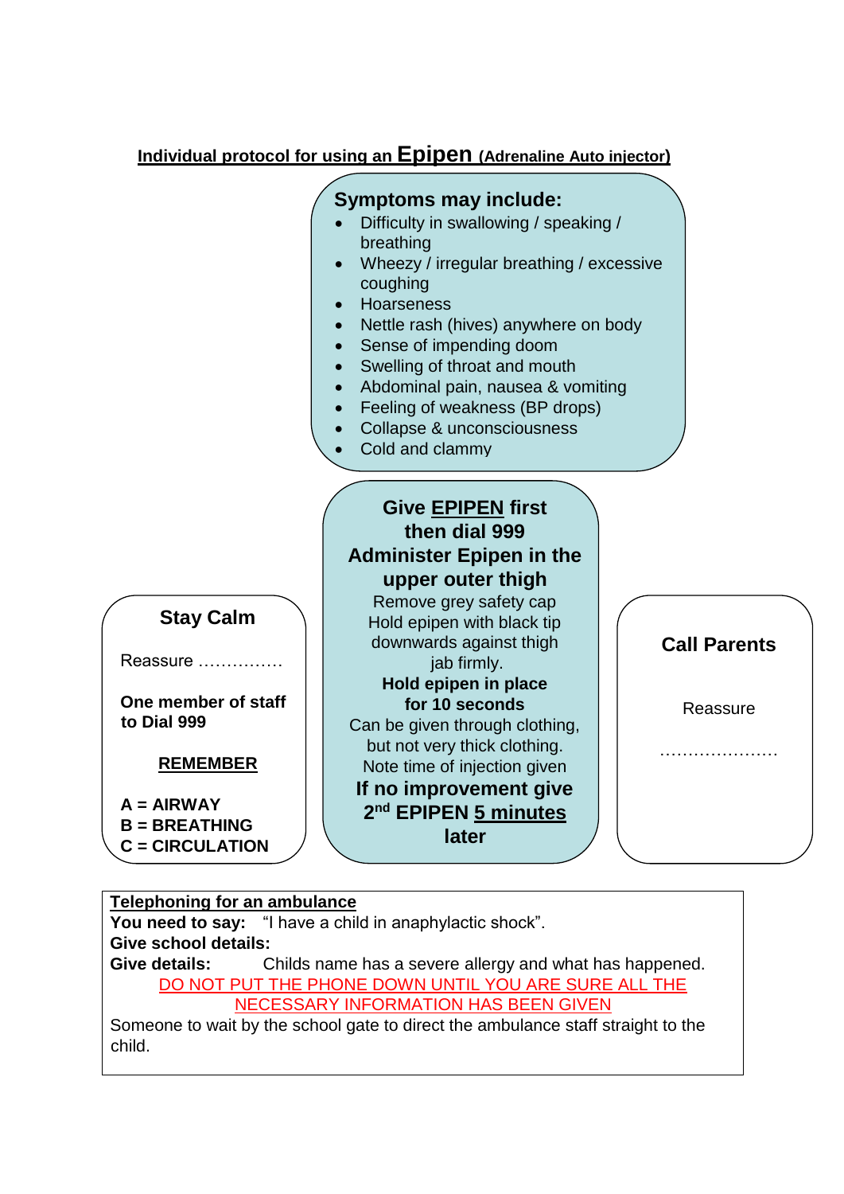## Individual protocol for using an **Epipen** (Adrenaline Auto injector)

### Symptoms may include:

- Difficulty in swallowing / speaking / breathing
- Wheezy / irregular breathing / excessive coughing
- Hoarseness
- Nettle rash (hives) anywhere on body
- Sense of impending doom
- Swelling of throat and mouth
- Abdominal pain, nausea & vomiting
- Feeling of weakness (BP drops)
- Collapse & unconsciousness
- Cold and clammy

### Stay Calm

Reassure ……………

**One member of staff to Dial 999**

**REMEMBER**

**A = AIRWAY**
**B = BREATHING**
**C = CIRCULATION**

### Give EPIPEN first then dial 999

**Administer Epipen in the upper outer thigh**

Remove grey safety cap
Hold epipen with black tip downwards against thigh jab firmly.

**Hold epipen in place for 10 seconds**

Can be given through clothing, but not very thick clothing.
Note time of injection given

**If no improvement give 2nd EPIPEN 5 minutes later**

### Call Parents

Reassure

…………………

**Telephoning for an ambulance**

**You need to say:** "I have a child in anaphylactic shock".
**Give school details:**
**Give details:** Childs name has a severe allergy and what has happened.

DO NOT PUT THE PHONE DOWN UNTIL YOU ARE SURE ALL THE NECESSARY INFORMATION HAS BEEN GIVEN

Someone to wait by the school gate to direct the ambulance staff straight to the child.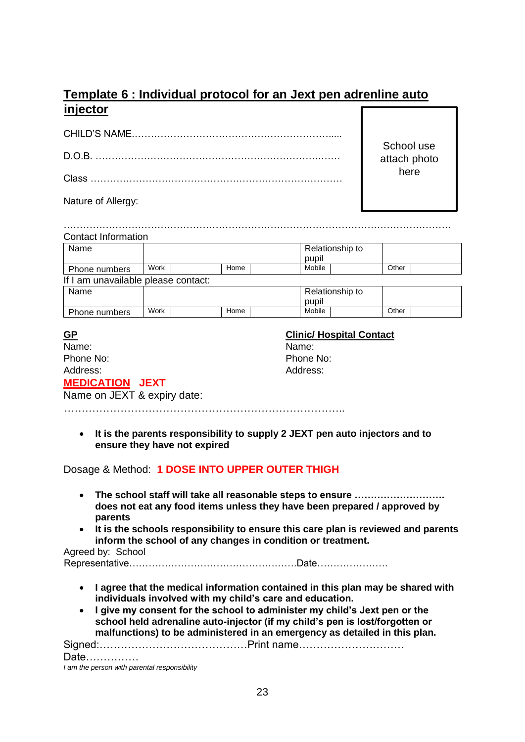## Template 6 : Individual protocol for an Jext pen adrenline auto injector

School use attach photo here

CHILD'S NAME………………………………………………………......

D.O.B. …………………………………………………………….……

Class ……………………………………………………………………

Nature of Allergy:

…………………………………………………………………………………………………………

Contact Information

| Name | | | | Relationship to pupil | | | |
|---|---|---|---|---|---|---|---|
| Phone numbers | Work | | Home | Mobile | | Other | |

If I am unavailable please contact:

| Name | | | | Relationship to pupil | | | |
|---|---|---|---|---|---|---|---|
| Phone numbers | Work | | Home | Mobile | | Other | |

**GP**
Name:
Phone No:
Address:

**Clinic/ Hospital Contact**
Name:
Phone No:
Address:

**MEDICATION JEXT**

Name on JEXT & expiry date:

……………………………………………………………………..

- **It is the parents responsibility to supply 2 JEXT pen auto injectors and to ensure they have not expired**

Dosage & Method: **1 DOSE INTO UPPER OUTER THIGH**

- **The school staff will take all reasonable steps to ensure ………………………. does not eat any food items unless they have been prepared / approved by parents**
- **It is the schools responsibility to ensure this care plan is reviewed and parents inform the school of any changes in condition or treatment.**

Agreed by: School Representative…………………………………………….Date…………………

- **I agree that the medical information contained in this plan may be shared with individuals involved with my child's care and education.**
- **I give my consent for the school to administer my child's Jext pen or the school held adrenaline auto-injector (if my child's pen is lost/forgotten or malfunctions) to be administered in an emergency as detailed in this plan.**

Signed:……………………………………Print name…………………………

Date……………

*I am the person with parental responsibility*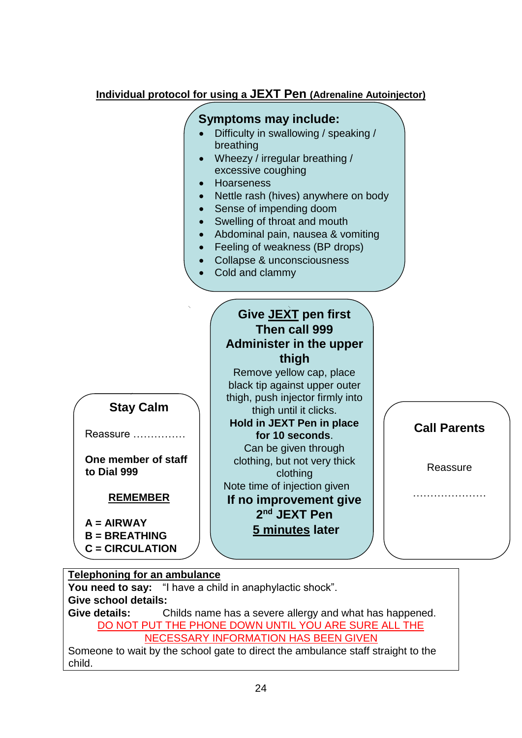## Individual protocol for using a JEXT Pen (Adrenaline Autoinjector)

**Symptoms may include:**

- Difficulty in swallowing / speaking / breathing
- Wheezy / irregular breathing / excessive coughing
- Hoarseness
- Nettle rash (hives) anywhere on body
- Sense of impending doom
- Swelling of throat and mouth
- Abdominal pain, nausea & vomiting
- Feeling of weakness (BP drops)
- Collapse & unconsciousness
- Cold and clammy

**Stay Calm**

Reassure ……………

**One member of staff to Dial 999**

**REMEMBER**

**A = AIRWAY**
**B = BREATHING**
**C = CIRCULATION**

**Give JEXT pen first**
**Then call 999**
**Administer in the upper thigh**

Remove yellow cap, place black tip against upper outer thigh, push injector firmly into thigh until it clicks.

**Hold in JEXT Pen in place for 10 seconds**.

Can be given through clothing, but not very thick clothing

Note time of injection given

**If no improvement give 2nd JEXT Pen 5 minutes later**

**Call Parents**

Reassure

…………………

**Telephoning for an ambulance**

**You need to say:** "I have a child in anaphylactic shock".

**Give school details:**

**Give details:** Childs name has a severe allergy and what has happened.

DO NOT PUT THE PHONE DOWN UNTIL YOU ARE SURE ALL THE NECESSARY INFORMATION HAS BEEN GIVEN

Someone to wait by the school gate to direct the ambulance staff straight to the child.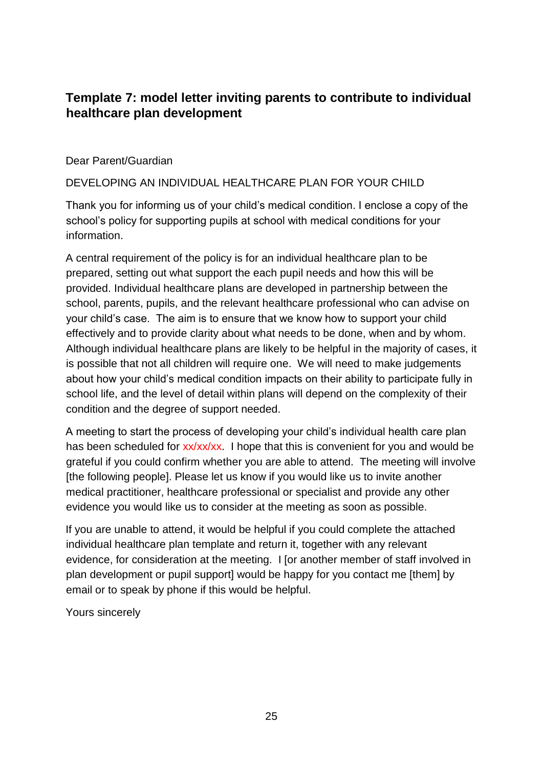## Template 7: model letter inviting parents to contribute to individual healthcare plan development

Dear Parent/Guardian

DEVELOPING AN INDIVIDUAL HEALTHCARE PLAN FOR YOUR CHILD

Thank you for informing us of your child's medical condition. I enclose a copy of the school's policy for supporting pupils at school with medical conditions for your information.

A central requirement of the policy is for an individual healthcare plan to be prepared, setting out what support the each pupil needs and how this will be provided. Individual healthcare plans are developed in partnership between the school, parents, pupils, and the relevant healthcare professional who can advise on your child's case. The aim is to ensure that we know how to support your child effectively and to provide clarity about what needs to be done, when and by whom. Although individual healthcare plans are likely to be helpful in the majority of cases, it is possible that not all children will require one. We will need to make judgements about how your child's medical condition impacts on their ability to participate fully in school life, and the level of detail within plans will depend on the complexity of their condition and the degree of support needed.

A meeting to start the process of developing your child's individual health care plan has been scheduled for xx/xx/xx. I hope that this is convenient for you and would be grateful if you could confirm whether you are able to attend. The meeting will involve [the following people]. Please let us know if you would like us to invite another medical practitioner, healthcare professional or specialist and provide any other evidence you would like us to consider at the meeting as soon as possible.

If you are unable to attend, it would be helpful if you could complete the attached individual healthcare plan template and return it, together with any relevant evidence, for consideration at the meeting. I [or another member of staff involved in plan development or pupil support] would be happy for you contact me [them] by email or to speak by phone if this would be helpful.

Yours sincerely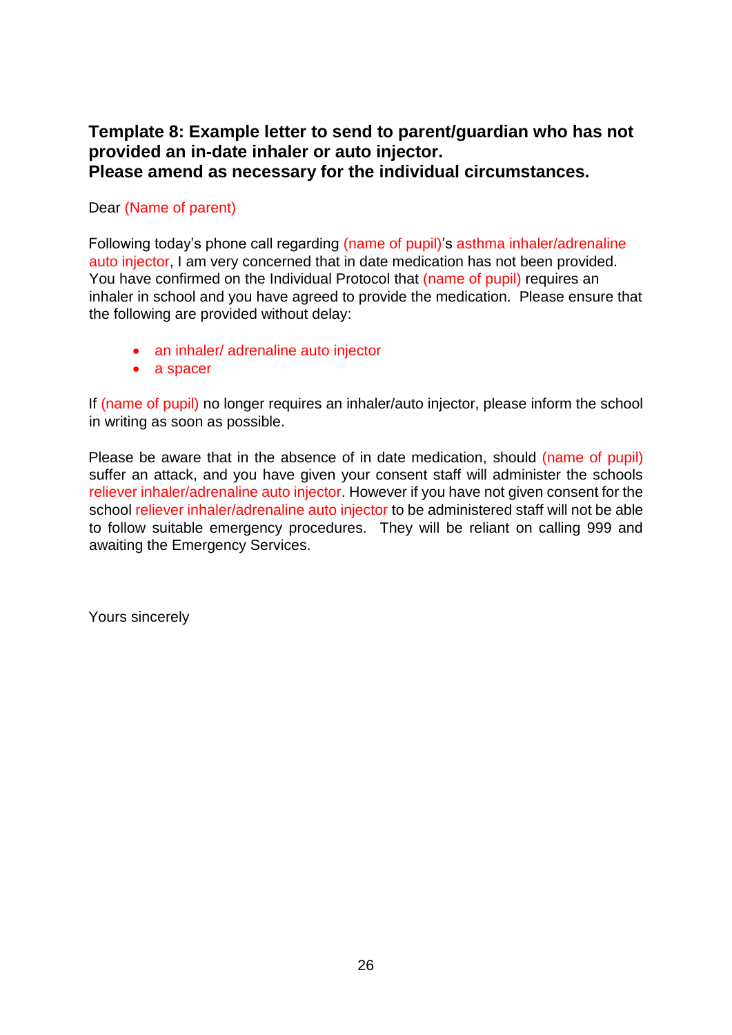### Template 8: Example letter to send to parent/guardian who has not provided an in-date inhaler or auto injector.
### Please amend as necessary for the individual circumstances.

Dear (Name of parent)

Following today's phone call regarding (name of pupil)'s asthma inhaler/adrenaline auto injector, I am very concerned that in date medication has not been provided. You have confirmed on the Individual Protocol that (name of pupil) requires an inhaler in school and you have agreed to provide the medication. Please ensure that the following are provided without delay:

- an inhaler/ adrenaline auto injector
- a spacer

If (name of pupil) no longer requires an inhaler/auto injector, please inform the school in writing as soon as possible.

Please be aware that in the absence of in date medication, should (name of pupil) suffer an attack, and you have given your consent staff will administer the schools reliever inhaler/adrenaline auto injector. However if you have not given consent for the school reliever inhaler/adrenaline auto injector to be administered staff will not be able to follow suitable emergency procedures. They will be reliant on calling 999 and awaiting the Emergency Services.

Yours sincerely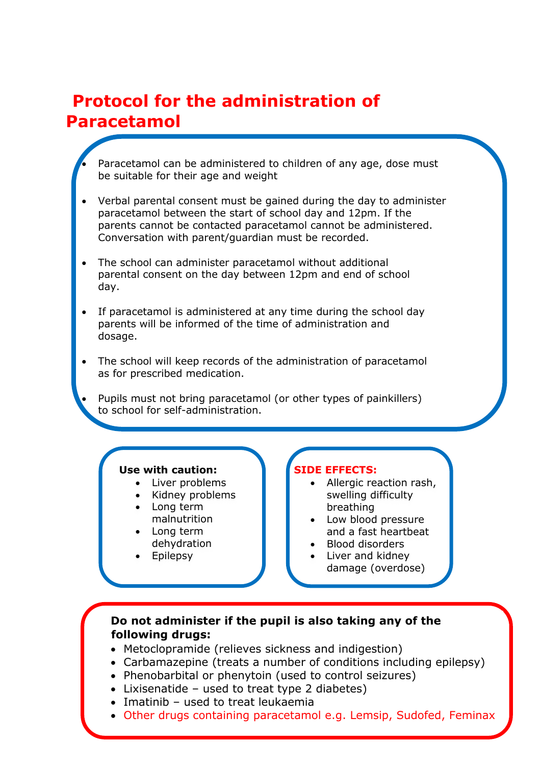# Protocol for the administration of Paracetamol

- Paracetamol can be administered to children of any age, dose must be suitable for their age and weight
- Verbal parental consent must be gained during the day to administer paracetamol between the start of school day and 12pm. If the parents cannot be contacted paracetamol cannot be administered. Conversation with parent/guardian must be recorded.
- The school can administer paracetamol without additional parental consent on the day between 12pm and end of school day.
- If paracetamol is administered at any time during the school day parents will be informed of the time of administration and dosage.
- The school will keep records of the administration of paracetamol as for prescribed medication.
- Pupils must not bring paracetamol (or other types of painkillers) to school for self-administration.

**Use with caution:**

- Liver problems
- Kidney problems
- Long term malnutrition
- Long term dehydration
- Epilepsy

**SIDE EFFECTS:**

- Allergic reaction rash, swelling difficulty breathing
- Low blood pressure and a fast heartbeat
- Blood disorders
- Liver and kidney damage (overdose)

**Do not administer if the pupil is also taking any of the following drugs:**

- Metoclopramide (relieves sickness and indigestion)
- Carbamazepine (treats a number of conditions including epilepsy)
- Phenobarbital or phenytoin (used to control seizures)
- Lixisenatide – used to treat type 2 diabetes)
- Imatinib – used to treat leukaemia
- Other drugs containing paracetamol e.g. Lemsip, Sudofed, Feminax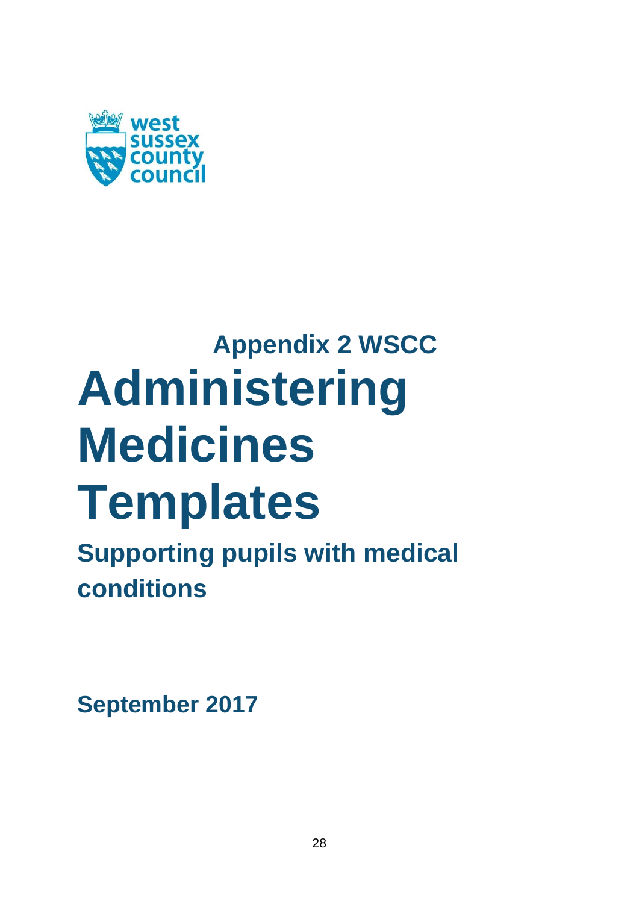west sussex county council

## Appendix 2 WSCC

# Administering Medicines Templates

## Supporting pupils with medical conditions

**September 2017**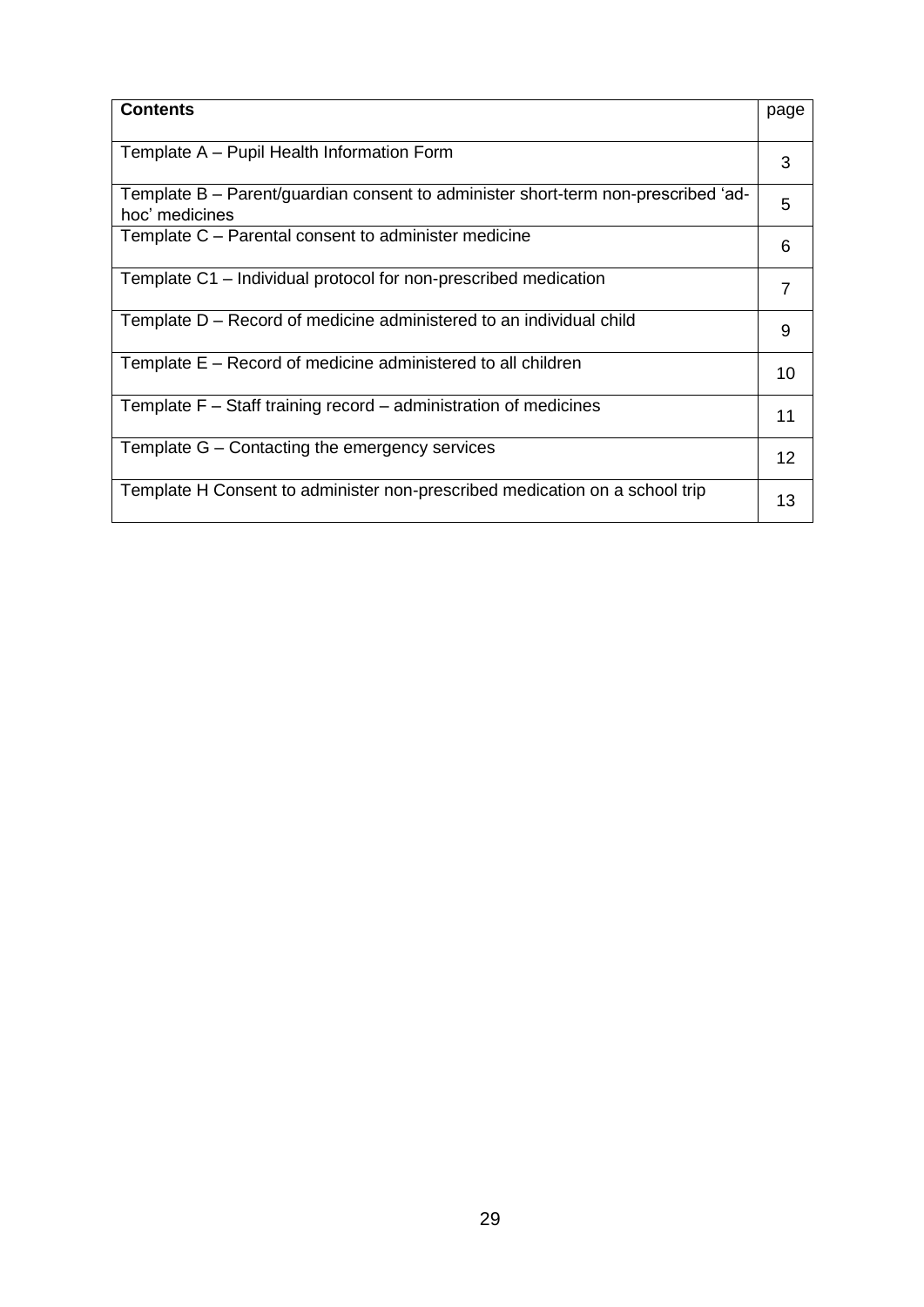| **Contents** | page |
|---|---|
| Template A – Pupil Health Information Form | 3 |
| Template B – Parent/guardian consent to administer short-term non-prescribed 'ad-hoc' medicines | 5 |
| Template C – Parental consent to administer medicine | 6 |
| Template C1 – Individual protocol for non-prescribed medication | 7 |
| Template D – Record of medicine administered to an individual child | 9 |
| Template E – Record of medicine administered to all children | 10 |
| Template F – Staff training record – administration of medicines | 11 |
| Template G – Contacting the emergency services | 12 |
| Template H Consent to administer non-prescribed medication on a school trip | 13 |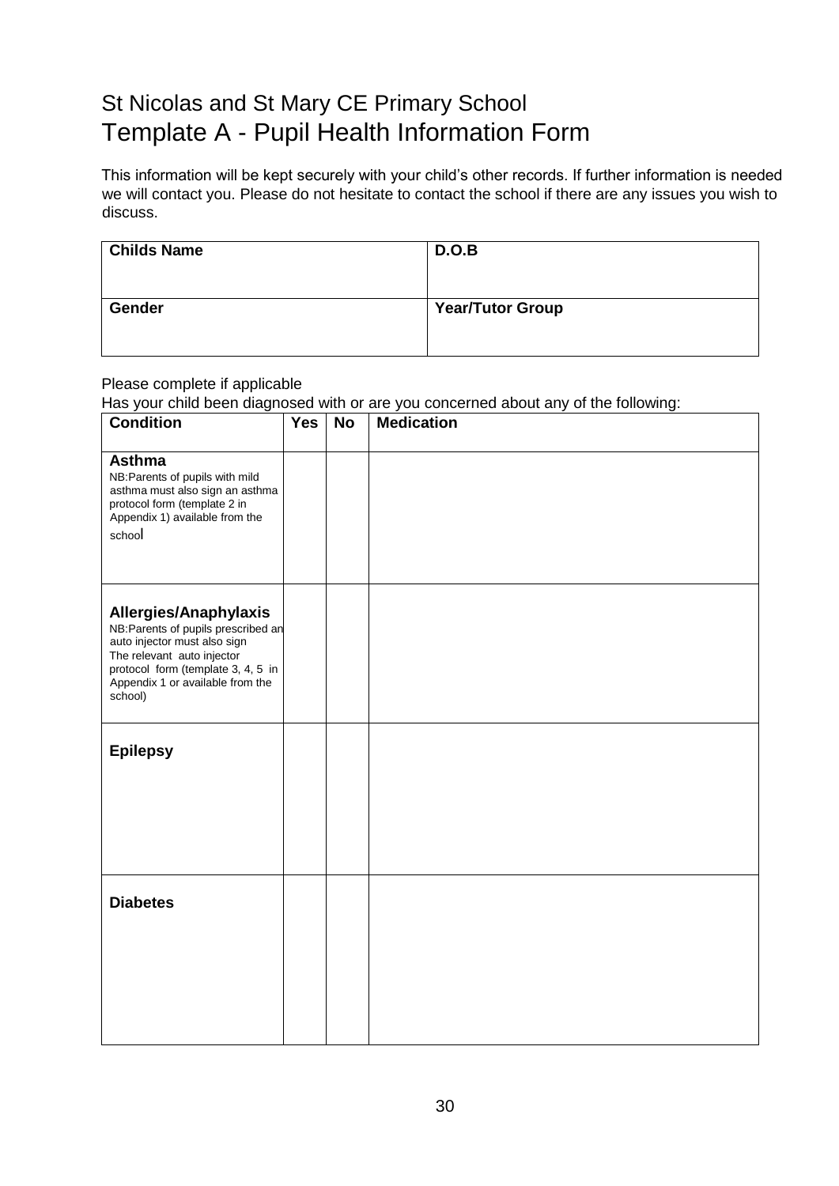# St Nicolas and St Mary CE Primary School
# Template A - Pupil Health Information Form

This information will be kept securely with your child's other records. If further information is needed we will contact you. Please do not hesitate to contact the school if there are any issues you wish to discuss.

| **Childs Name** | **D.O.B** |
|---|---|
| **Gender** | **Year/Tutor Group** |

Please complete if applicable

Has your child been diagnosed with or are you concerned about any of the following:

| **Condition** | **Yes** | **No** | **Medication** |
|---|---|---|---|
| **Asthma**<br>NB:Parents of pupils with mild asthma must also sign an asthma protocol form (template 2 in Appendix 1) available from the school | | | |
| **Allergies/Anaphylaxis**<br>NB:Parents of pupils prescribed an auto injector must also sign The relevant auto injector protocol form (template 3, 4, 5 in Appendix 1 or available from the school) | | | |
| **Epilepsy** | | | |
| **Diabetes** | | | |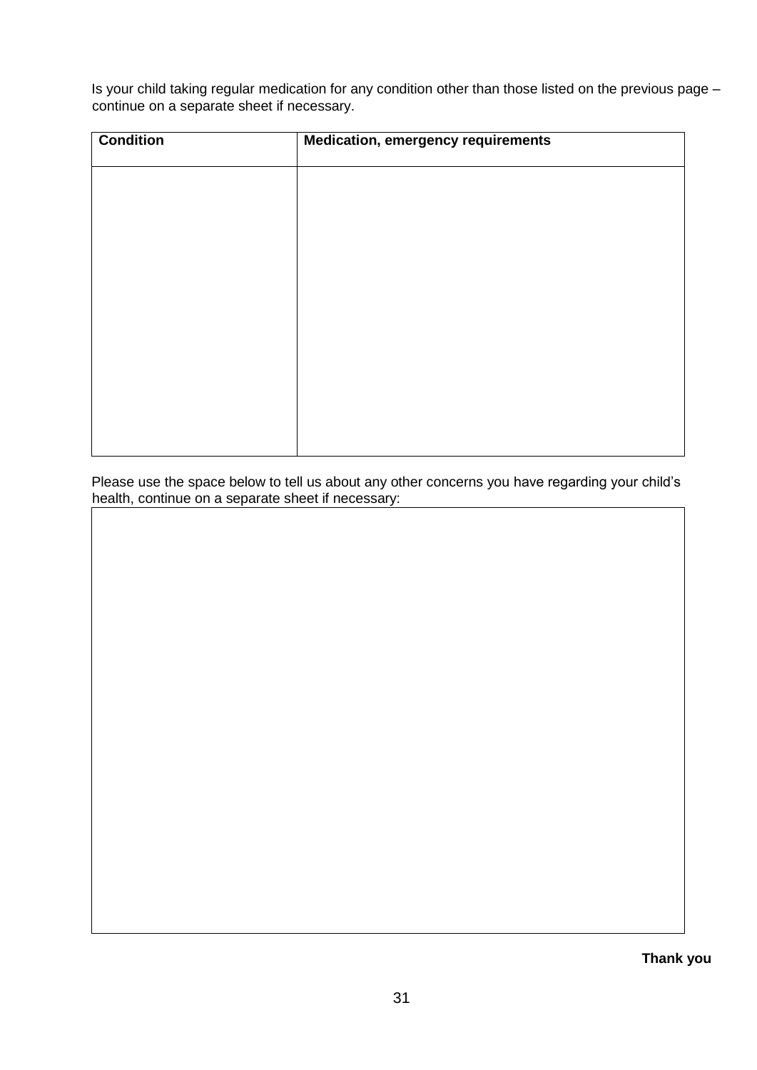Is your child taking regular medication for any condition other than those listed on the previous page – continue on a separate sheet if necessary.

| Condition | Medication, emergency requirements |
| --- | --- |
| | |

Please use the space below to tell us about any other concerns you have regarding your child's health, continue on a separate sheet if necessary:

| |
| --- |
| |

**Thank you**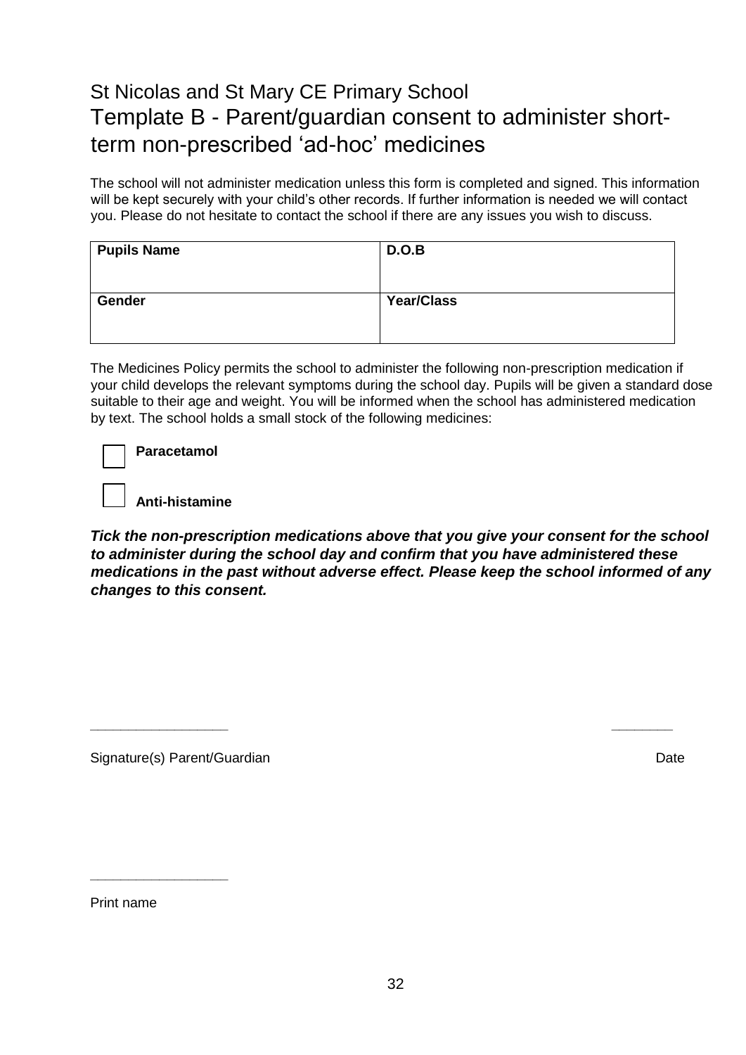# St Nicolas and St Mary CE Primary School

## Template B - Parent/guardian consent to administer short-term non-prescribed 'ad-hoc' medicines

The school will not administer medication unless this form is completed and signed. This information will be kept securely with your child's other records. If further information is needed we will contact you. Please do not hesitate to contact the school if there are any issues you wish to discuss.

| **Pupils Name** | **D.O.B** |
|---|---|
| **Gender** | **Year/Class** |

The Medicines Policy permits the school to administer the following non-prescription medication if your child develops the relevant symptoms during the school day. Pupils will be given a standard dose suitable to their age and weight. You will be informed when the school has administered medication by text. The school holds a small stock of the following medicines:

☐ **Paracetamol**

☐ **Anti-histamine**

***Tick the non-prescription medications above that you give your consent for the school to administer during the school day and confirm that you have administered these medications in the past without adverse effect. Please keep the school informed of any changes to this consent.***

\_\_\_\_\_\_\_\_\_\_\_\_\_\_\_\_\_\_ \_\_\_\_\_\_\_\_

Signature(s) Parent/Guardian Date

\_\_\_\_\_\_\_\_\_\_\_\_\_\_\_\_\_\_

Print name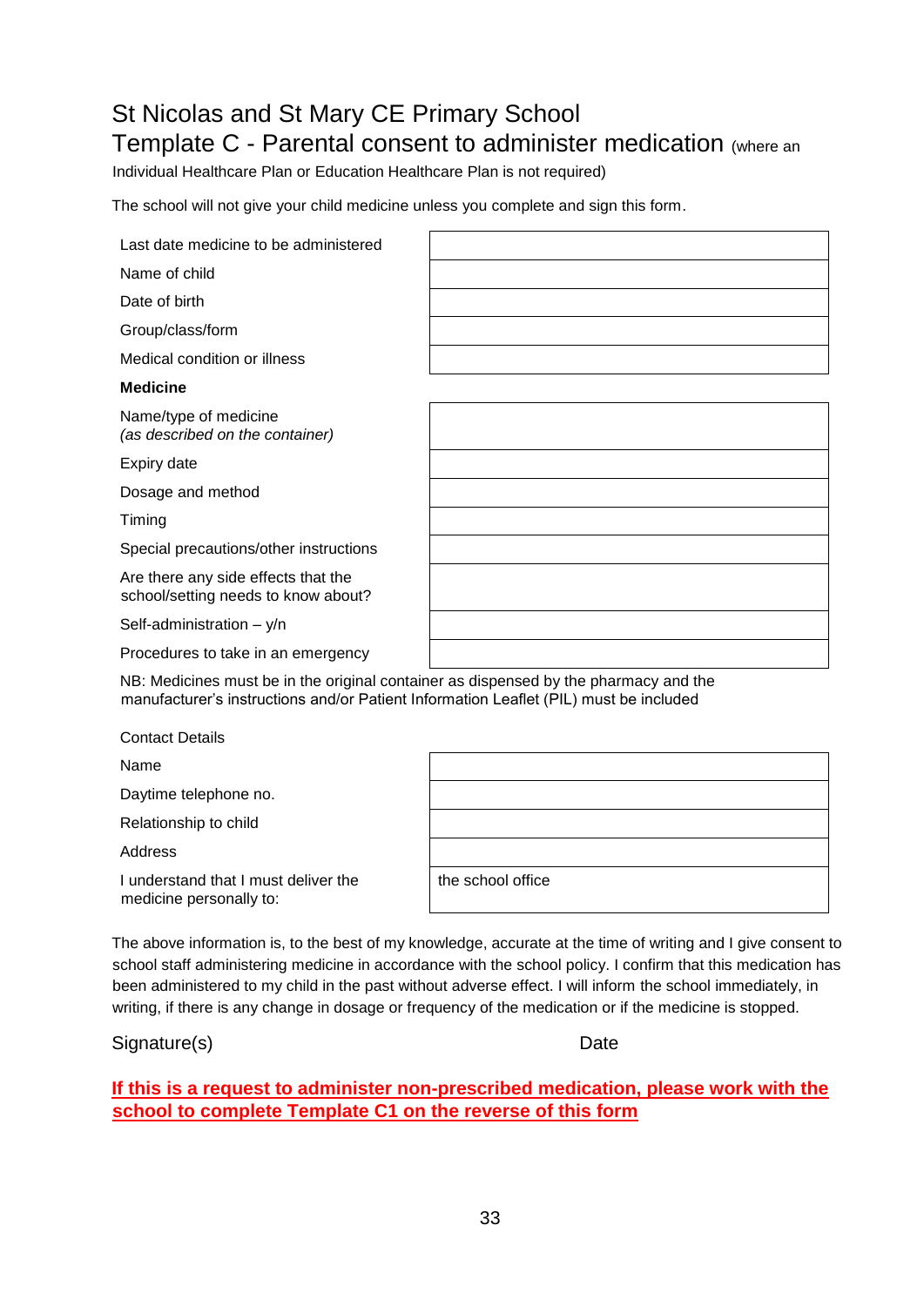# St Nicolas and St Mary CE Primary School

## Template C - Parental consent to administer medication (where an Individual Healthcare Plan or Education Healthcare Plan is not required)

The school will not give your child medicine unless you complete and sign this form.

| | |
|---|---|
| Last date medicine to be administered | |
| Name of child | |
| Date of birth | |
| Group/class/form | |
| Medical condition or illness | |

**Medicine**

| | |
|---|---|
| Name/type of medicine *(as described on the container)* | |
| Expiry date | |
| Dosage and method | |
| Timing | |
| Special precautions/other instructions | |
| Are there any side effects that the school/setting needs to know about? | |
| Self-administration – y/n | |
| Procedures to take in an emergency | |

NB: Medicines must be in the original container as dispensed by the pharmacy and the manufacturer's instructions and/or Patient Information Leaflet (PIL) must be included

Contact Details

| | |
|---|---|
| Name | |
| Daytime telephone no. | |
| Relationship to child | |
| Address | |
| I understand that I must deliver the medicine personally to: | the school office |

The above information is, to the best of my knowledge, accurate at the time of writing and I give consent to school staff administering medicine in accordance with the school policy. I confirm that this medication has been administered to my child in the past without adverse effect. I will inform the school immediately, in writing, if there is any change in dosage or frequency of the medication or if the medicine is stopped.

Signature(s) Date

**If this is a request to administer non-prescribed medication, please work with the school to complete Template C1 on the reverse of this form**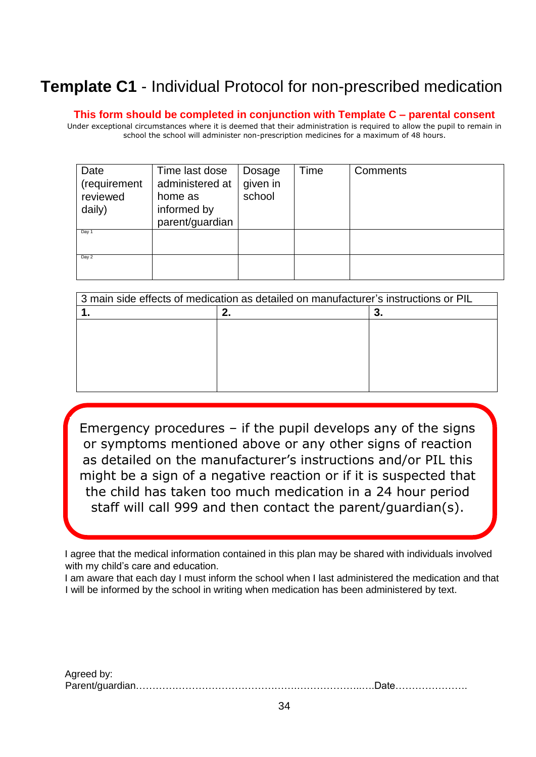# **Template C1** - Individual Protocol for non-prescribed medication

**This form should be completed in conjunction with Template C – parental consent**

Under exceptional circumstances where it is deemed that their administration is required to allow the pupil to remain in school the school will administer non-prescription medicines for a maximum of 48 hours.

| Date (requirement reviewed daily) | Time last dose administered at home as informed by parent/guardian | Dosage given in school | Time | Comments |
|---|---|---|---|---|
| Day 1 | | | | |
| Day 2 | | | | |

| 3 main side effects of medication as detailed on manufacturer's instructions or PIL | | |
|---|---|---|
| **1.** | **2.** | **3.** |
| | | |

Emergency procedures – if the pupil develops any of the signs or symptoms mentioned above or any other signs of reaction as detailed on the manufacturer's instructions and/or PIL this might be a sign of a negative reaction or if it is suspected that the child has taken too much medication in a 24 hour period staff will call 999 and then contact the parent/guardian(s).

I agree that the medical information contained in this plan may be shared with individuals involved with my child's care and education.

I am aware that each day I must inform the school when I last administered the medication and that I will be informed by the school in writing when medication has been administered by text.

Agreed by:

Parent/guardian…………………………………………………………………Date………………….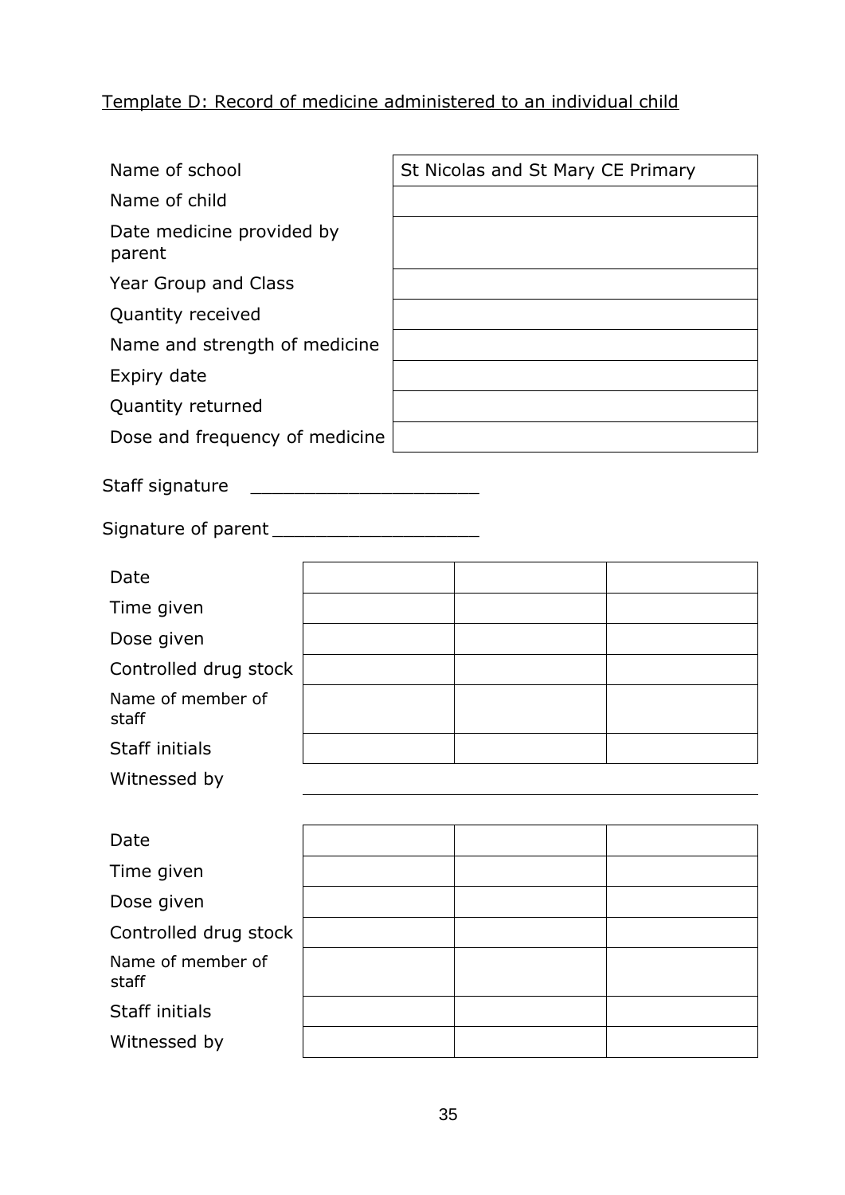Template D: Record of medicine administered to an individual child

| | |
|---|---|
| Name of school | St Nicolas and St Mary CE Primary |
| Name of child | |
| Date medicine provided by parent | |
| Year Group and Class | |
| Quantity received | |
| Name and strength of medicine | |
| Expiry date | |
| Quantity returned | |
| Dose and frequency of medicine | |

Staff signature ____________________

Signature of parent ___________________

| | | | |
|---|---|---|---|
| Date | | | |
| Time given | | | |
| Dose given | | | |
| Controlled drug stock | | | |
| Name of member of staff | | | |
| Staff initials | | | |

Witnessed by ____________________________________________

| | | | |
|---|---|---|---|
| Date | | | |
| Time given | | | |
| Dose given | | | |
| Controlled drug stock | | | |
| Name of member of staff | | | |
| Staff initials | | | |
| Witnessed by | | | |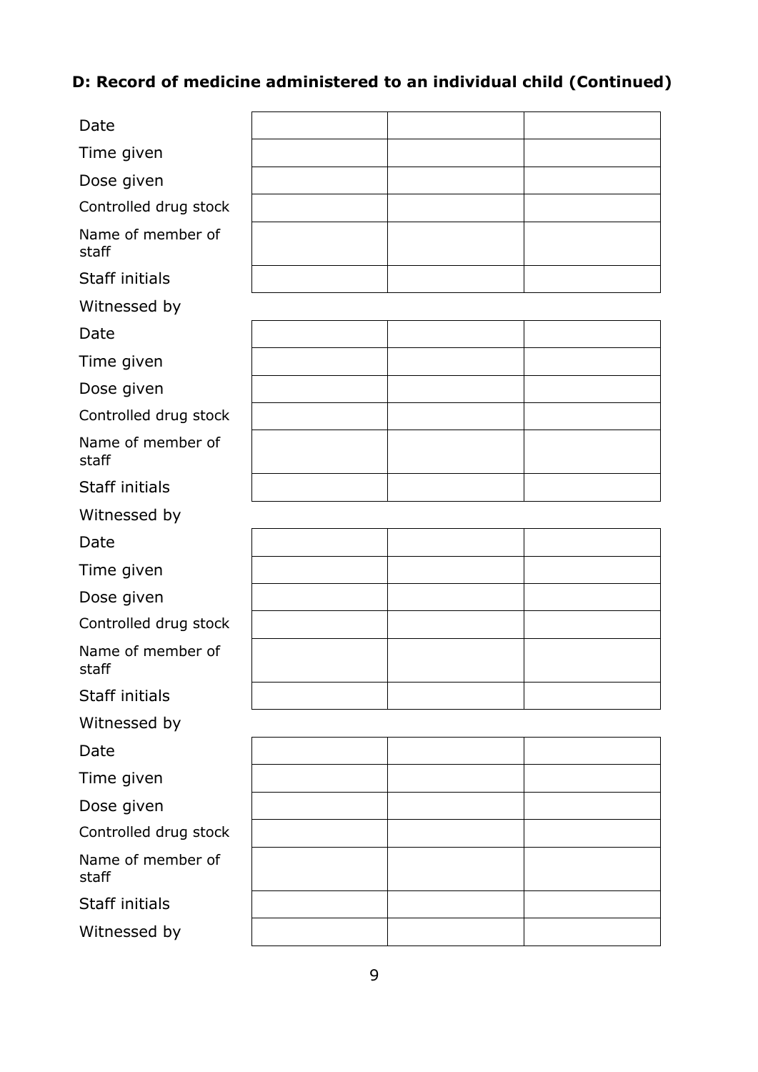**D: Record of medicine administered to an individual child (Continued)**

| | | | |
|---|---|---|---|
| Date | | | |
| Time given | | | |
| Dose given | | | |
| Controlled drug stock | | | |
| Name of member of staff | | | |
| Staff initials | | | |
| Witnessed by | | | |

| | | | |
|---|---|---|---|
| Date | | | |
| Time given | | | |
| Dose given | | | |
| Controlled drug stock | | | |
| Name of member of staff | | | |
| Staff initials | | | |
| Witnessed by | | | |

| | | | |
|---|---|---|---|
| Date | | | |
| Time given | | | |
| Dose given | | | |
| Controlled drug stock | | | |
| Name of member of staff | | | |
| Staff initials | | | |
| Witnessed by | | | |

| | | | |
|---|---|---|---|
| Date | | | |
| Time given | | | |
| Dose given | | | |
| Controlled drug stock | | | |
| Name of member of staff | | | |
| Staff initials | | | |
| Witnessed by | | | |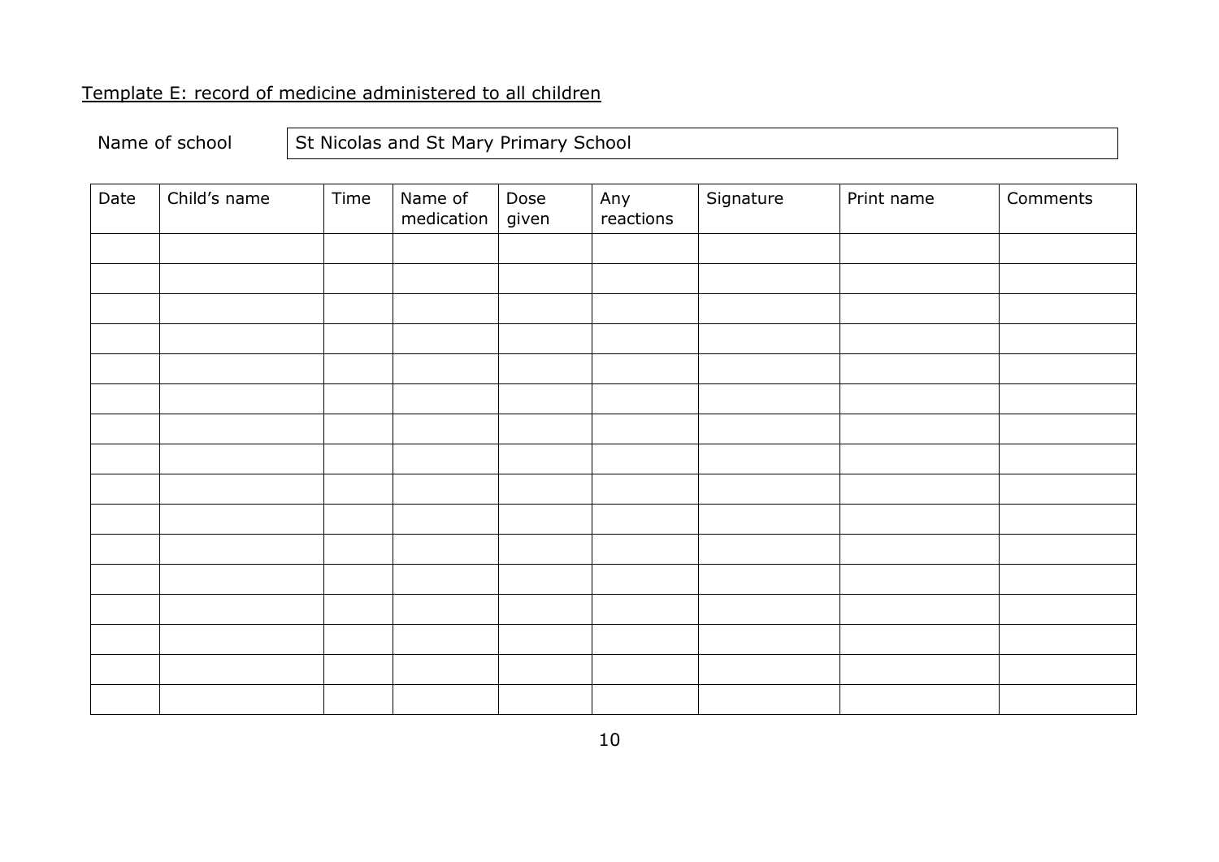Template E: record of medicine administered to all children

| Name of school | St Nicolas and St Mary Primary School |
|---|---|

| Date | Child's name | Time | Name of medication | Dose given | Any reactions | Signature | Print name | Comments |
|---|---|---|---|---|---|---|---|---|
| | | | | | | | | |
| | | | | | | | | |
| | | | | | | | | |
| | | | | | | | | |
| | | | | | | | | |
| | | | | | | | | |
| | | | | | | | | |
| | | | | | | | | |
| | | | | | | | | |
| | | | | | | | | |
| | | | | | | | | |
| | | | | | | | | |
| | | | | | | | | |
| | | | | | | | | |
| | | | | | | | | |
| | | | | | | | | |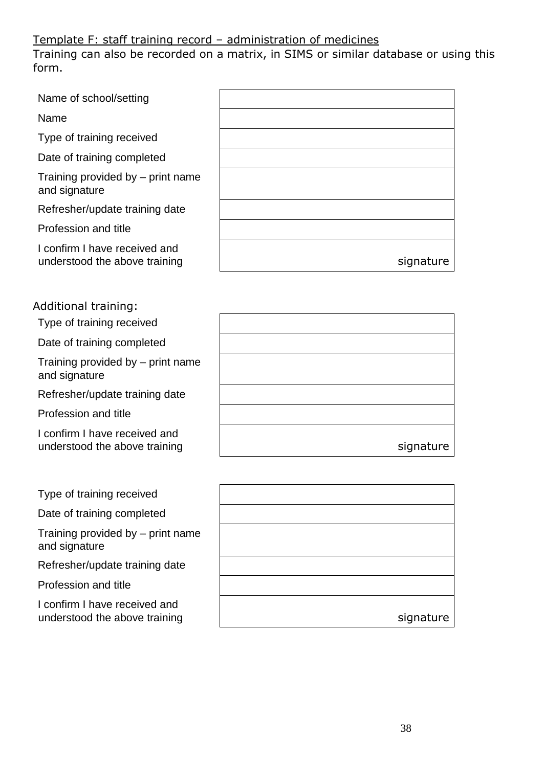Template F: staff training record – administration of medicines

Training can also be recorded on a matrix, in SIMS or similar database or using this form.

| | |
|---|---|
| Name of school/setting | |
| Name | |
| Type of training received | |
| Date of training completed | |
| Training provided by – print name and signature | |
| Refresher/update training date | |
| Profession and title | |
| I confirm I have received and understood the above training | signature |

Additional training:

| | |
|---|---|
| Type of training received | |
| Date of training completed | |
| Training provided by – print name and signature | |
| Refresher/update training date | |
| Profession and title | |
| I confirm I have received and understood the above training | signature |

| | |
|---|---|
| Type of training received | |
| Date of training completed | |
| Training provided by – print name and signature | |
| Refresher/update training date | |
| Profession and title | |
| I confirm I have received and understood the above training | signature |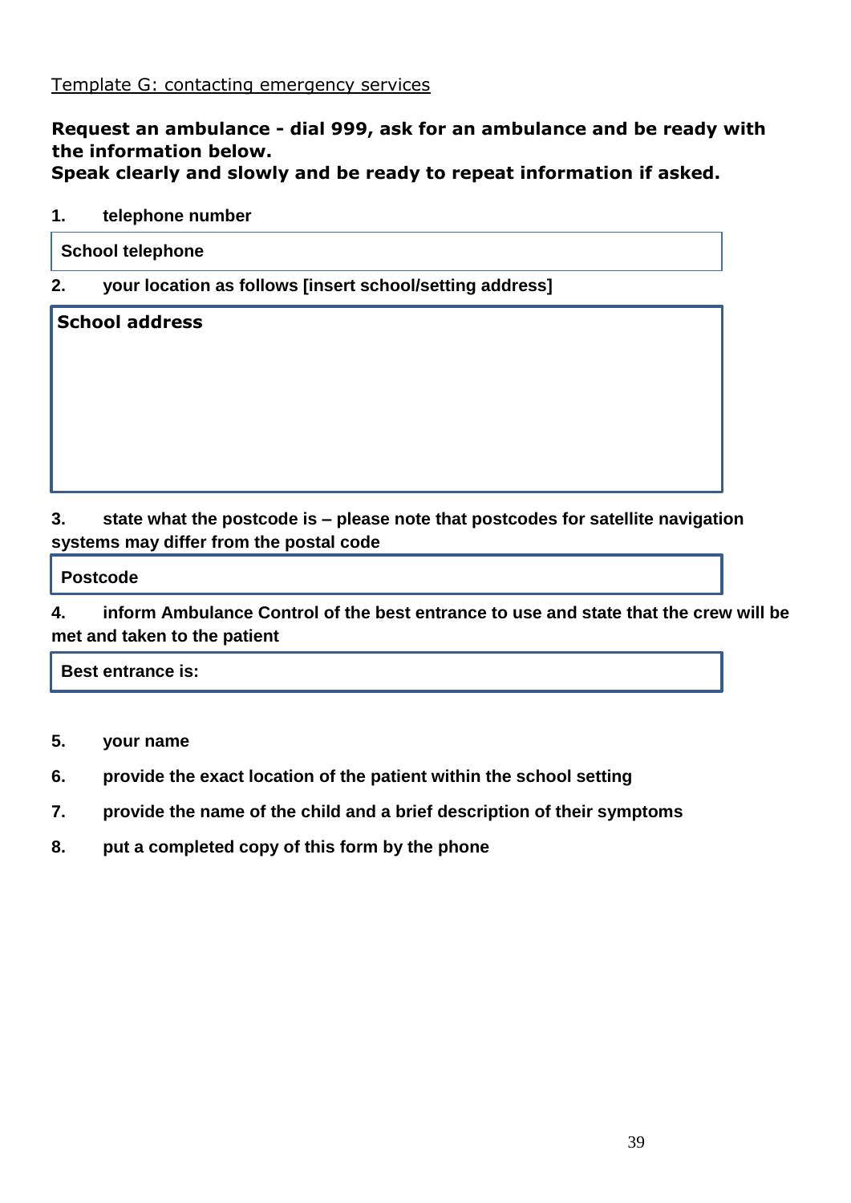Template G: contacting emergency services

**Request an ambulance - dial 999, ask for an ambulance and be ready with the information below.**
**Speak clearly and slowly and be ready to repeat information if asked.**

**1. telephone number**

| **School telephone** |
|---|

**2. your location as follows [insert school/setting address]**

| **School address** |
|---|
| |

**3. state what the postcode is – please note that postcodes for satellite navigation systems may differ from the postal code**

| **Postcode** |
|---|

**4. inform Ambulance Control of the best entrance to use and state that the crew will be met and taken to the patient**

| **Best entrance is:** |
|---|

**5. your name**

**6. provide the exact location of the patient within the school setting**

**7. provide the name of the child and a brief description of their symptoms**

**8. put a completed copy of this form by the phone**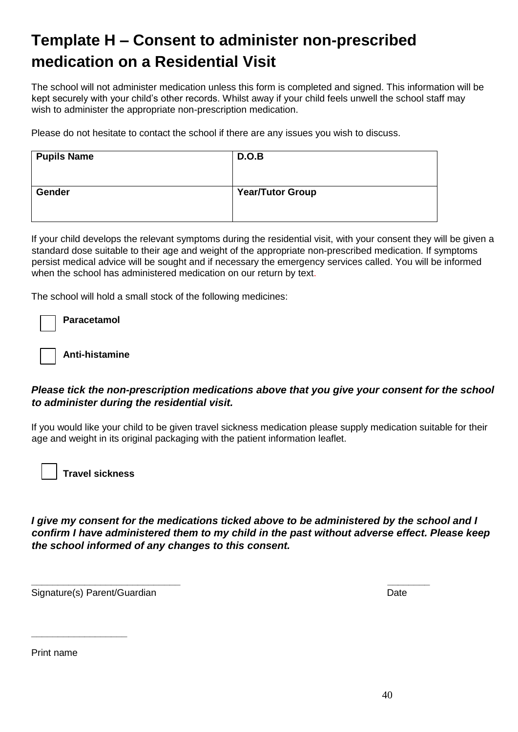# Template H – Consent to administer non-prescribed medication on a Residential Visit

The school will not administer medication unless this form is completed and signed. This information will be kept securely with your child's other records. Whilst away if your child feels unwell the school staff may wish to administer the appropriate non-prescription medication.

Please do not hesitate to contact the school if there are any issues you wish to discuss.

| | |
|---|---|
| **Pupils Name** | **D.O.B** |
| **Gender** | **Year/Tutor Group** |

If your child develops the relevant symptoms during the residential visit, with your consent they will be given a standard dose suitable to their age and weight of the appropriate non-prescribed medication. If symptoms persist medical advice will be sought and if necessary the emergency services called. You will be informed when the school has administered medication on our return by text.

The school will hold a small stock of the following medicines:

☐ **Paracetamol**

☐ **Anti-histamine**

***Please tick the non-prescription medications above that you give your consent for the school to administer during the residential visit.***

If you would like your child to be given travel sickness medication please supply medication suitable for their age and weight in its original packaging with the patient information leaflet.

☐ **Travel sickness**

***I give my consent for the medications ticked above to be administered by the school and I confirm I have administered them to my child in the past without adverse effect. Please keep the school informed of any changes to this consent.***

_____________________________ ________

Signature(s) Parent/Guardian Date

__________________

Print name